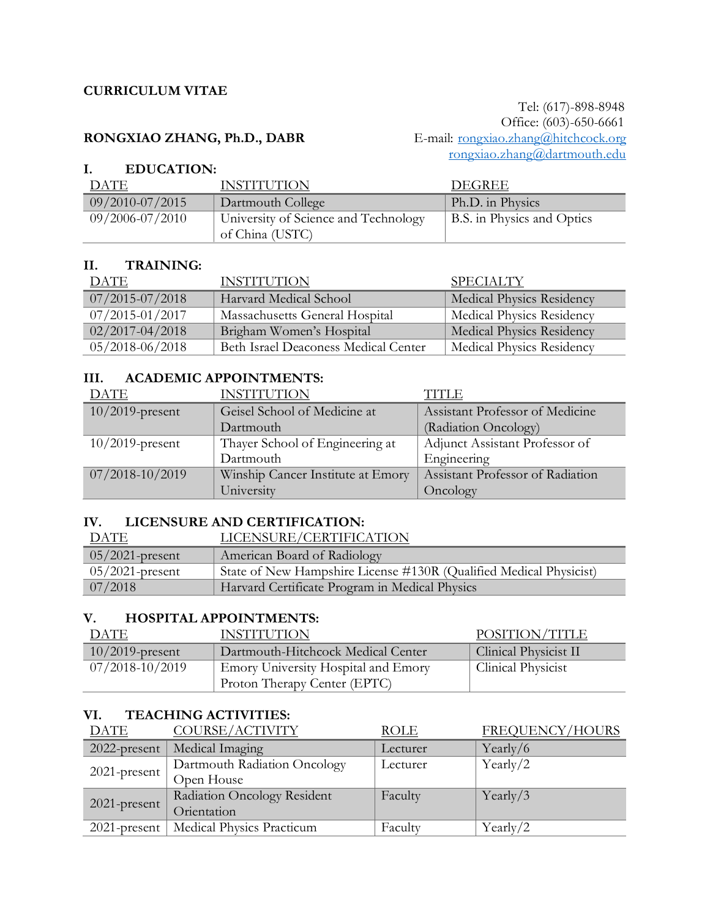# CURRICULUM VITAE

Tel: (617)-898-8948
Office: (603)-650-6661
E-mail: rongxiao.zhang@hitchcock.org
rongxiao.zhang@dartmouth.edu

**RONGXIAO ZHANG, Ph.D., DABR**

## I. EDUCATION:

| DATE | INSTITUTION | DEGREE |
|---|---|---|
| 09/2010-07/2015 | Dartmouth College | Ph.D. in Physics |
| 09/2006-07/2010 | University of Science and Technology of China (USTC) | B.S. in Physics and Optics |

## II. TRAINING:

| DATE | INSTITUTION | SPECIALTY |
|---|---|---|
| 07/2015-07/2018 | Harvard Medical School | Medical Physics Residency |
| 07/2015-01/2017 | Massachusetts General Hospital | Medical Physics Residency |
| 02/2017-04/2018 | Brigham Women's Hospital | Medical Physics Residency |
| 05/2018-06/2018 | Beth Israel Deaconess Medical Center | Medical Physics Residency |

## III. ACADEMIC APPOINTMENTS:

| DATE | INSTITUTION | TITLE |
|---|---|---|
| 10/2019-present | Geisel School of Medicine at Dartmouth | Assistant Professor of Medicine (Radiation Oncology) |
| 10/2019-present | Thayer School of Engineering at Dartmouth | Adjunct Assistant Professor of Engineering |
| 07/2018-10/2019 | Winship Cancer Institute at Emory University | Assistant Professor of Radiation Oncology |

## IV. LICENSURE AND CERTIFICATION:

| DATE | LICENSURE/CERTIFICATION |
|---|---|
| 05/2021-present | American Board of Radiology |
| 05/2021-present | State of New Hampshire License #130R (Qualified Medical Physicist) |
| 07/2018 | Harvard Certificate Program in Medical Physics |

## V. HOSPITAL APPOINTMENTS:

| DATE | INSTITUTION | POSITION/TITLE |
|---|---|---|
| 10/2019-present | Dartmouth-Hitchcock Medical Center | Clinical Physicist II |
| 07/2018-10/2019 | Emory University Hospital and Emory Proton Therapy Center (EPTC) | Clinical Physicist |

## VI. TEACHING ACTIVITIES:

| DATE | COURSE/ACTIVITY | ROLE | FREQUENCY/HOURS |
|---|---|---|---|
| 2022-present | Medical Imaging | Lecturer | Yearly/6 |
| 2021-present | Dartmouth Radiation Oncology Open House | Lecturer | Yearly/2 |
| 2021-present | Radiation Oncology Resident Orientation | Faculty | Yearly/3 |
| 2021-present | Medical Physics Practicum | Faculty | Yearly/2 |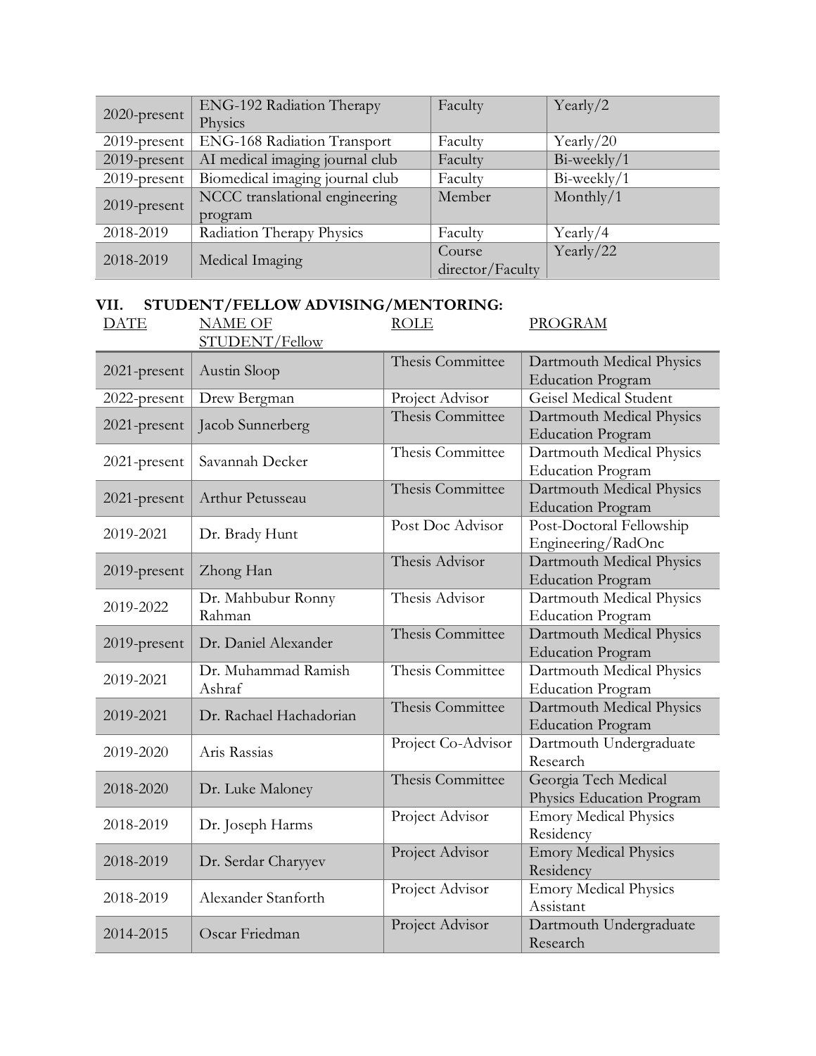| | | | |
|---|---|---|---|
| 2020-present | ENG-192 Radiation Therapy Physics | Faculty | Yearly/2 |
| 2019-present | ENG-168 Radiation Transport | Faculty | Yearly/20 |
| 2019-present | AI medical imaging journal club | Faculty | Bi-weekly/1 |
| 2019-present | Biomedical imaging journal club | Faculty | Bi-weekly/1 |
| 2019-present | NCCC translational engineering program | Member | Monthly/1 |
| 2018-2019 | Radiation Therapy Physics | Faculty | Yearly/4 |
| 2018-2019 | Medical Imaging | Course director/Faculty | Yearly/22 |

## VII. STUDENT/FELLOW ADVISING/MENTORING:

| DATE | NAME OF STUDENT/Fellow | ROLE | PROGRAM |
|---|---|---|---|
| 2021-present | Austin Sloop | Thesis Committee | Dartmouth Medical Physics Education Program |
| 2022-present | Drew Bergman | Project Advisor | Geisel Medical Student |
| 2021-present | Jacob Sunnerberg | Thesis Committee | Dartmouth Medical Physics Education Program |
| 2021-present | Savannah Decker | Thesis Committee | Dartmouth Medical Physics Education Program |
| 2021-present | Arthur Petusseau | Thesis Committee | Dartmouth Medical Physics Education Program |
| 2019-2021 | Dr. Brady Hunt | Post Doc Advisor | Post-Doctoral Fellowship Engineering/RadOnc |
| 2019-present | Zhong Han | Thesis Advisor | Dartmouth Medical Physics Education Program |
| 2019-2022 | Dr. Mahbubur Ronny Rahman | Thesis Advisor | Dartmouth Medical Physics Education Program |
| 2019-present | Dr. Daniel Alexander | Thesis Committee | Dartmouth Medical Physics Education Program |
| 2019-2021 | Dr. Muhammad Ramish Ashraf | Thesis Committee | Dartmouth Medical Physics Education Program |
| 2019-2021 | Dr. Rachael Hachadorian | Thesis Committee | Dartmouth Medical Physics Education Program |
| 2019-2020 | Aris Rassias | Project Co-Advisor | Dartmouth Undergraduate Research |
| 2018-2020 | Dr. Luke Maloney | Thesis Committee | Georgia Tech Medical Physics Education Program |
| 2018-2019 | Dr. Joseph Harms | Project Advisor | Emory Medical Physics Residency |
| 2018-2019 | Dr. Serdar Charyyev | Project Advisor | Emory Medical Physics Residency |
| 2018-2019 | Alexander Stanforth | Project Advisor | Emory Medical Physics Assistant |
| 2014-2015 | Oscar Friedman | Project Advisor | Dartmouth Undergraduate Research |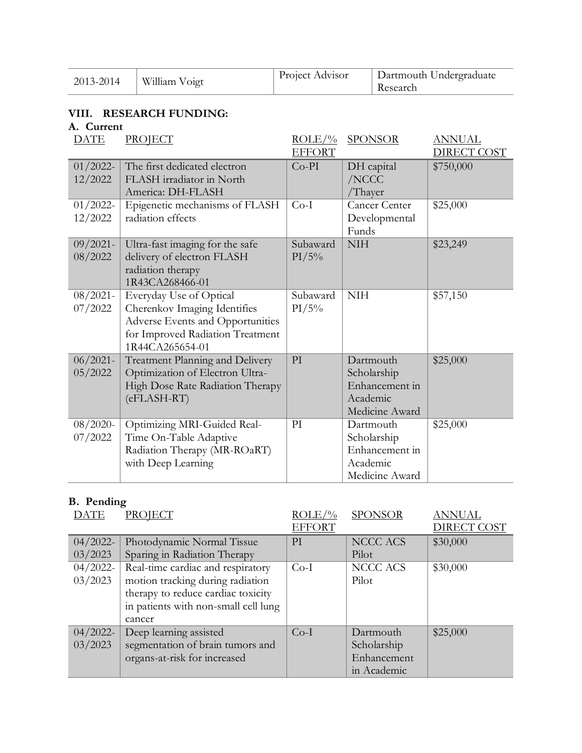| 2013-2014 | William Voigt | Project Advisor | Dartmouth Undergraduate Research |
|---|---|---|---|

## VIII. RESEARCH FUNDING:

### A. Current

| DATE | PROJECT | ROLE/% EFFORT | SPONSOR | ANNUAL DIRECT COST |
|---|---|---|---|---|
| 01/2022-12/2022 | The first dedicated electron FLASH irradiator in North America: DH-FLASH | Co-PI | DH capital /NCCC /Thayer | $750,000 |
| 01/2022-12/2022 | Epigenetic mechanisms of FLASH radiation effects | Co-I | Cancer Center Developmental Funds | $25,000 |
| 09/2021-08/2022 | Ultra-fast imaging for the safe delivery of electron FLASH radiation therapy 1R43CA268466-01 | Subaward PI/5% | NIH | $23,249 |
| 08/2021-07/2022 | Everyday Use of Optical Cherenkov Imaging Identifies Adverse Events and Opportunities for Improved Radiation Treatment 1R44CA265654-01 | Subaward PI/5% | NIH | $57,150 |
| 06/2021-05/2022 | Treatment Planning and Delivery Optimization of Electron Ultra-High Dose Rate Radiation Therapy (eFLASH-RT) | PI | Dartmouth Scholarship Enhancement in Academic Medicine Award | $25,000 |
| 08/2020-07/2022 | Optimizing MRI-Guided Real-Time On-Table Adaptive Radiation Therapy (MR-ROaRT) with Deep Learning | PI | Dartmouth Scholarship Enhancement in Academic Medicine Award | $25,000 |

### B. Pending

| DATE | PROJECT | ROLE/% EFFORT | SPONSOR | ANNUAL DIRECT COST |
|---|---|---|---|---|
| 04/2022-03/2023 | Photodynamic Normal Tissue Sparing in Radiation Therapy | PI | NCCC ACS Pilot | $30,000 |
| 04/2022-03/2023 | Real-time cardiac and respiratory motion tracking during radiation therapy to reduce cardiac toxicity in patients with non-small cell lung cancer | Co-I | NCCC ACS Pilot | $30,000 |
| 04/2022-03/2023 | Deep learning assisted segmentation of brain tumors and organs-at-risk for increased | Co-I | Dartmouth Scholarship Enhancement in Academic | $25,000 |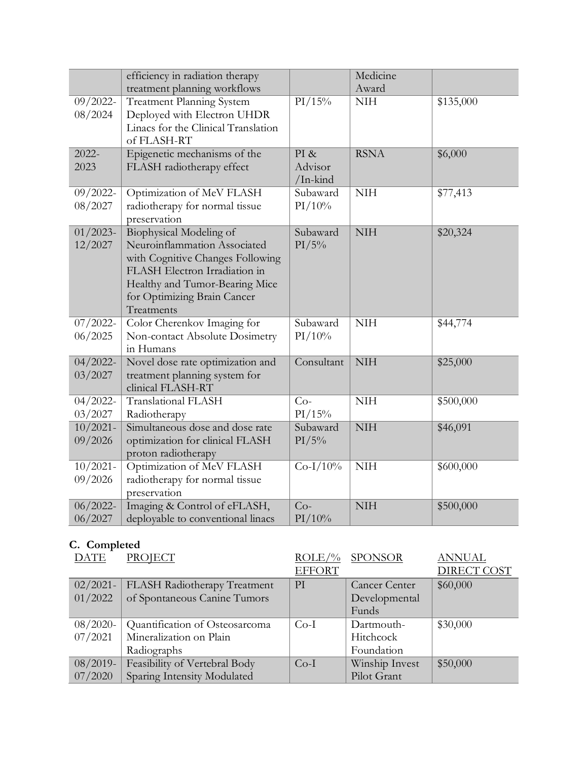| | efficiency in radiation therapy treatment planning workflows | | Medicine Award | |
|---|---|---|---|---|
| 09/2022-08/2024 | Treatment Planning System Deployed with Electron UHDR Linacs for the Clinical Translation of FLASH-RT | PI/15% | NIH | $135,000 |
| 2022-2023 | Epigenetic mechanisms of the FLASH radiotherapy effect | PI & Advisor /In-kind | RSNA | $6,000 |
| 09/2022-08/2027 | Optimization of MeV FLASH radiotherapy for normal tissue preservation | Subaward PI/10% | NIH | $77,413 |
| 01/2023-12/2027 | Biophysical Modeling of Neuroinflammation Associated with Cognitive Changes Following FLASH Electron Irradiation in Healthy and Tumor-Bearing Mice for Optimizing Brain Cancer Treatments | Subaward PI/5% | NIH | $20,324 |
| 07/2022-06/2025 | Color Cherenkov Imaging for Non-contact Absolute Dosimetry in Humans | Subaward PI/10% | NIH | $44,774 |
| 04/2022-03/2027 | Novel dose rate optimization and treatment planning system for clinical FLASH-RT | Consultant | NIH | $25,000 |
| 04/2022-03/2027 | Translational FLASH Radiotherapy | Co-PI/15% | NIH | $500,000 |
| 10/2021-09/2026 | Simultaneous dose and dose rate optimization for clinical FLASH proton radiotherapy | Subaward PI/5% | NIH | $46,091 |
| 10/2021-09/2026 | Optimization of MeV FLASH radiotherapy for normal tissue preservation | Co-I/10% | NIH | $600,000 |
| 06/2022-06/2027 | Imaging & Control of eFLASH, deployable to conventional linacs | Co-PI/10% | NIH | $500,000 |

### C. Completed

| DATE | PROJECT | ROLE/% EFFORT | SPONSOR | ANNUAL DIRECT COST |
|---|---|---|---|---|
| 02/2021-01/2022 | FLASH Radiotherapy Treatment of Spontaneous Canine Tumors | PI | Cancer Center Developmental Funds | $60,000 |
| 08/2020-07/2021 | Quantification of Osteosarcoma Mineralization on Plain Radiographs | Co-I | Dartmouth-Hitchcock Foundation | $30,000 |
| 08/2019-07/2020 | Feasibility of Vertebral Body Sparing Intensity Modulated | Co-I | Winship Invest Pilot Grant | $50,000 |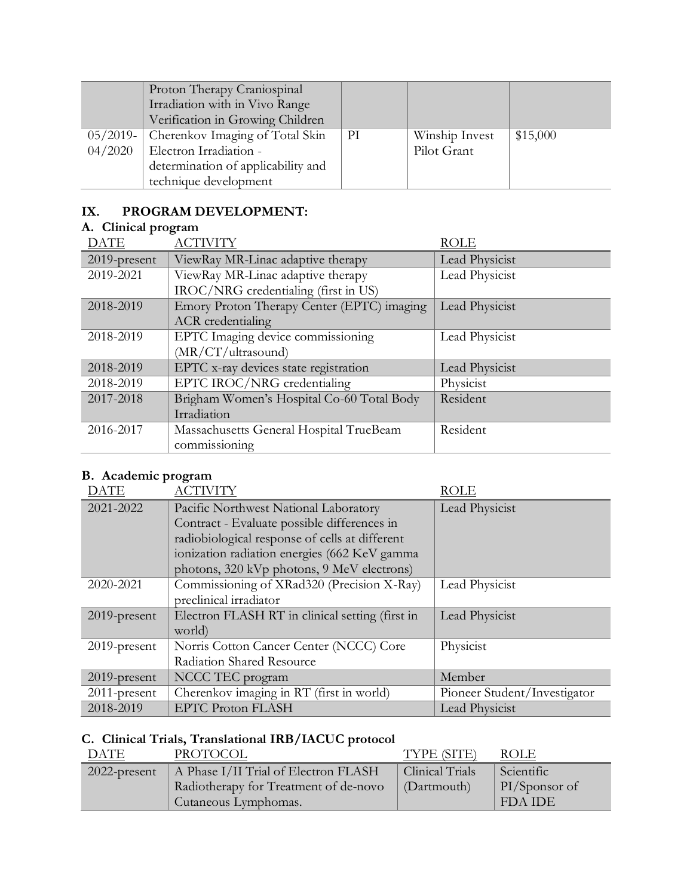| | Proton Therapy Craniospinal Irradiation with in Vivo Range Verification in Growing Children | | | |
|---|---|---|---|---|
| 05/2019-04/2020 | Cherenkov Imaging of Total Skin Electron Irradiation - determination of applicability and technique development | PI | Winship Invest Pilot Grant | $15,000 |

## IX. PROGRAM DEVELOPMENT:

### A. Clinical program

| DATE | ACTIVITY | ROLE |
|---|---|---|
| 2019-present | ViewRay MR-Linac adaptive therapy | Lead Physicist |
| 2019-2021 | ViewRay MR-Linac adaptive therapy IROC/NRG credentialing (first in US) | Lead Physicist |
| 2018-2019 | Emory Proton Therapy Center (EPTC) imaging ACR credentialing | Lead Physicist |
| 2018-2019 | EPTC Imaging device commissioning (MR/CT/ultrasound) | Lead Physicist |
| 2018-2019 | EPTC x-ray devices state registration | Lead Physicist |
| 2018-2019 | EPTC IROC/NRG credentialing | Physicist |
| 2017-2018 | Brigham Women's Hospital Co-60 Total Body Irradiation | Resident |
| 2016-2017 | Massachusetts General Hospital TrueBeam commissioning | Resident |

### B. Academic program

| DATE | ACTIVITY | ROLE |
|---|---|---|
| 2021-2022 | Pacific Northwest National Laboratory Contract - Evaluate possible differences in radiobiological response of cells at different ionization radiation energies (662 KeV gamma photons, 320 kVp photons, 9 MeV electrons) | Lead Physicist |
| 2020-2021 | Commissioning of XRad320 (Precision X-Ray) preclinical irradiator | Lead Physicist |
| 2019-present | Electron FLASH RT in clinical setting (first in world) | Lead Physicist |
| 2019-present | Norris Cotton Cancer Center (NCCC) Core Radiation Shared Resource | Physicist |
| 2019-present | NCCC TEC program | Member |
| 2011-present | Cherenkov imaging in RT (first in world) | Pioneer Student/Investigator |
| 2018-2019 | EPTC Proton FLASH | Lead Physicist |

### C. Clinical Trials, Translational IRB/IACUC protocol

| DATE | PROTOCOL | TYPE (SITE) | ROLE |
|---|---|---|---|
| 2022-present | A Phase I/II Trial of Electron FLASH Radiotherapy for Treatment of de-novo Cutaneous Lymphomas. | Clinical Trials (Dartmouth) | Scientific PI/Sponsor of FDA IDE |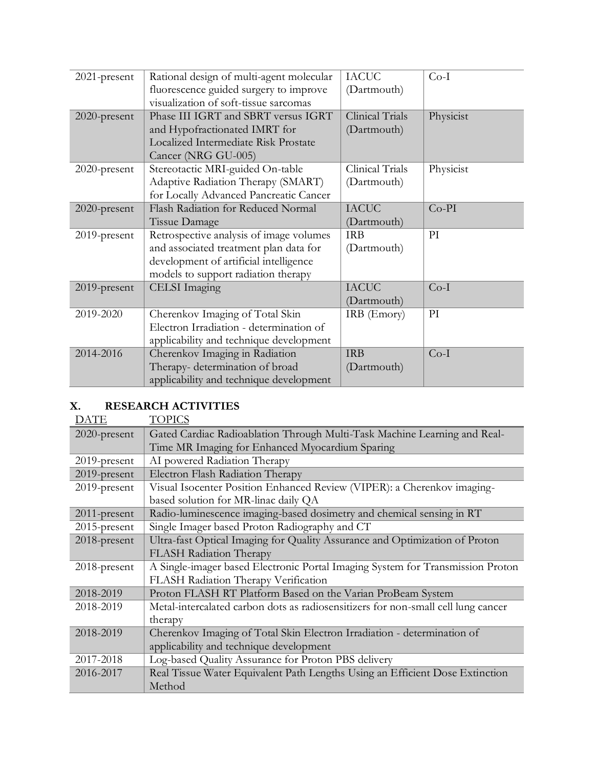| | | | |
|---|---|---|---|
| 2021-present | Rational design of multi-agent molecular fluorescence guided surgery to improve visualization of soft-tissue sarcomas | IACUC (Dartmouth) | Co-I |
| 2020-present | Phase III IGRT and SBRT versus IGRT and Hypofractionated IMRT for Localized Intermediate Risk Prostate Cancer (NRG GU-005) | Clinical Trials (Dartmouth) | Physicist |
| 2020-present | Stereotactic MRI-guided On-table Adaptive Radiation Therapy (SMART) for Locally Advanced Pancreatic Cancer | Clinical Trials (Dartmouth) | Physicist |
| 2020-present | Flash Radiation for Reduced Normal Tissue Damage | IACUC (Dartmouth) | Co-PI |
| 2019-present | Retrospective analysis of image volumes and associated treatment plan data for development of artificial intelligence models to support radiation therapy | IRB (Dartmouth) | PI |
| 2019-present | CELSI Imaging | IACUC (Dartmouth) | Co-I |
| 2019-2020 | Cherenkov Imaging of Total Skin Electron Irradiation - determination of applicability and technique development | IRB (Emory) | PI |
| 2014-2016 | Cherenkov Imaging in Radiation Therapy- determination of broad applicability and technique development | IRB (Dartmouth) | Co-I |

## X. RESEARCH ACTIVITIES

| DATE | TOPICS |
|---|---|
| 2020-present | Gated Cardiac Radioablation Through Multi-Task Machine Learning and Real-Time MR Imaging for Enhanced Myocardium Sparing |
| 2019-present | AI powered Radiation Therapy |
| 2019-present | Electron Flash Radiation Therapy |
| 2019-present | Visual Isocenter Position Enhanced Review (VIPER): a Cherenkov imaging-based solution for MR-linac daily QA |
| 2011-present | Radio-luminescence imaging-based dosimetry and chemical sensing in RT |
| 2015-present | Single Imager based Proton Radiography and CT |
| 2018-present | Ultra-fast Optical Imaging for Quality Assurance and Optimization of Proton FLASH Radiation Therapy |
| 2018-present | A Single-imager based Electronic Portal Imaging System for Transmission Proton FLASH Radiation Therapy Verification |
| 2018-2019 | Proton FLASH RT Platform Based on the Varian ProBeam System |
| 2018-2019 | Metal-intercalated carbon dots as radiosensitizers for non-small cell lung cancer therapy |
| 2018-2019 | Cherenkov Imaging of Total Skin Electron Irradiation - determination of applicability and technique development |
| 2017-2018 | Log-based Quality Assurance for Proton PBS delivery |
| 2016-2017 | Real Tissue Water Equivalent Path Lengths Using an Efficient Dose Extinction Method |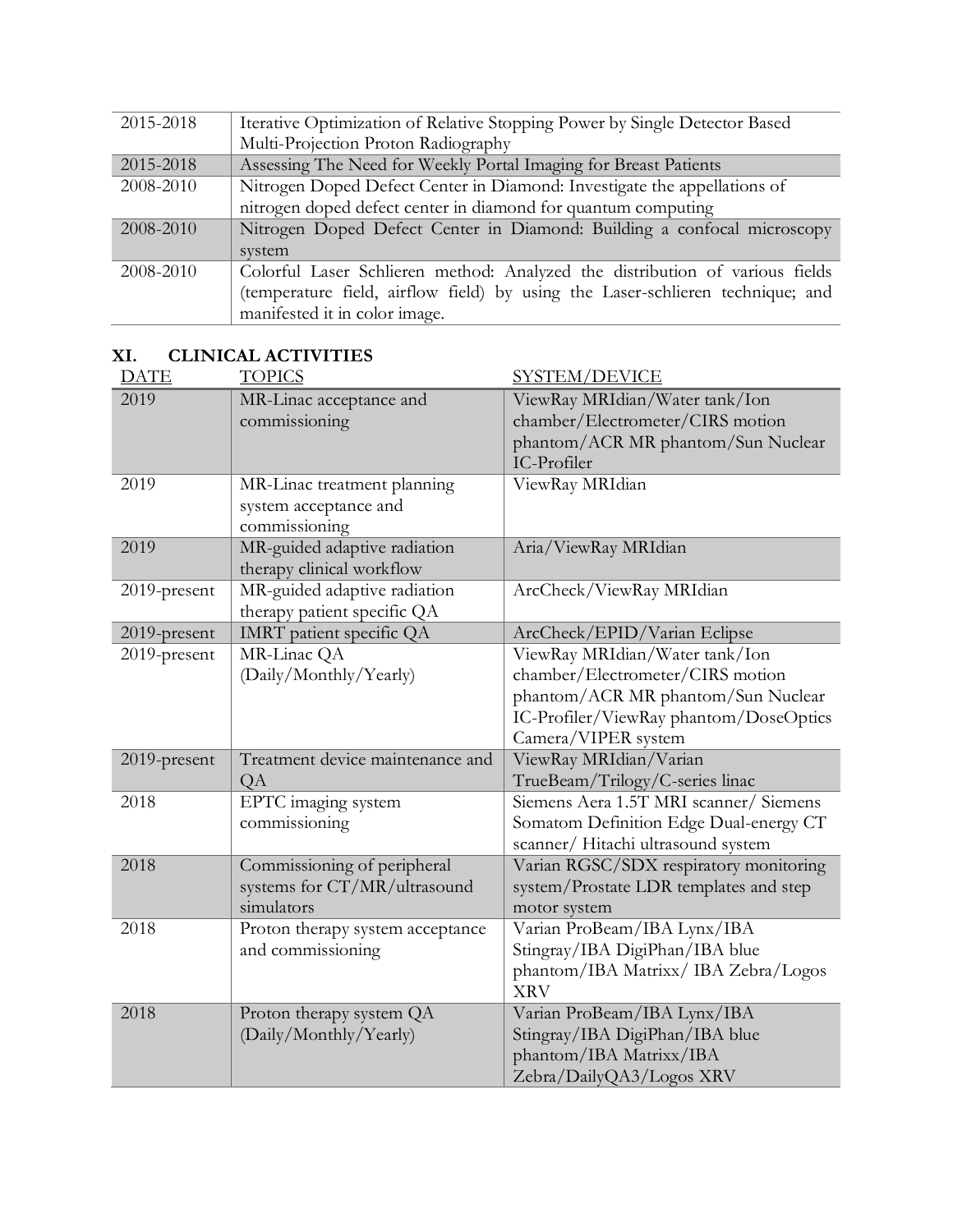| 2015-2018 | Iterative Optimization of Relative Stopping Power by Single Detector Based Multi-Projection Proton Radiography |
|---|---|
| 2015-2018 | Assessing The Need for Weekly Portal Imaging for Breast Patients |
| 2008-2010 | Nitrogen Doped Defect Center in Diamond: Investigate the appellations of nitrogen doped defect center in diamond for quantum computing |
| 2008-2010 | Nitrogen Doped Defect Center in Diamond: Building a confocal microscopy system |
| 2008-2010 | Colorful Laser Schlieren method: Analyzed the distribution of various fields (temperature field, airflow field) by using the Laser-schlieren technique; and manifested it in color image. |

## XI. CLINICAL ACTIVITIES

| DATE | TOPICS | SYSTEM/DEVICE |
|---|---|---|
| 2019 | MR-Linac acceptance and commissioning | ViewRay MRIdian/Water tank/Ion chamber/Electrometer/CIRS motion phantom/ACR MR phantom/Sun Nuclear IC-Profiler |
| 2019 | MR-Linac treatment planning system acceptance and commissioning | ViewRay MRIdian |
| 2019 | MR-guided adaptive radiation therapy clinical workflow | Aria/ViewRay MRIdian |
| 2019-present | MR-guided adaptive radiation therapy patient specific QA | ArcCheck/ViewRay MRIdian |
| 2019-present | IMRT patient specific QA | ArcCheck/EPID/Varian Eclipse |
| 2019-present | MR-Linac QA (Daily/Monthly/Yearly) | ViewRay MRIdian/Water tank/Ion chamber/Electrometer/CIRS motion phantom/ACR MR phantom/Sun Nuclear IC-Profiler/ViewRay phantom/DoseOptics Camera/VIPER system |
| 2019-present | Treatment device maintenance and QA | ViewRay MRIdian/Varian TrueBeam/Trilogy/C-series linac |
| 2018 | EPTC imaging system commissioning | Siemens Aera 1.5T MRI scanner/ Siemens Somatom Definition Edge Dual-energy CT scanner/ Hitachi ultrasound system |
| 2018 | Commissioning of peripheral systems for CT/MR/ultrasound simulators | Varian RGSC/SDX respiratory monitoring system/Prostate LDR templates and step motor system |
| 2018 | Proton therapy system acceptance and commissioning | Varian ProBeam/IBA Lynx/IBA Stingray/IBA DigiPhan/IBA blue phantom/IBA Matrixx/ IBA Zebra/Logos XRV |
| 2018 | Proton therapy system QA (Daily/Monthly/Yearly) | Varian ProBeam/IBA Lynx/IBA Stingray/IBA DigiPhan/IBA blue phantom/IBA Matrixx/IBA Zebra/DailyQA3/Logos XRV |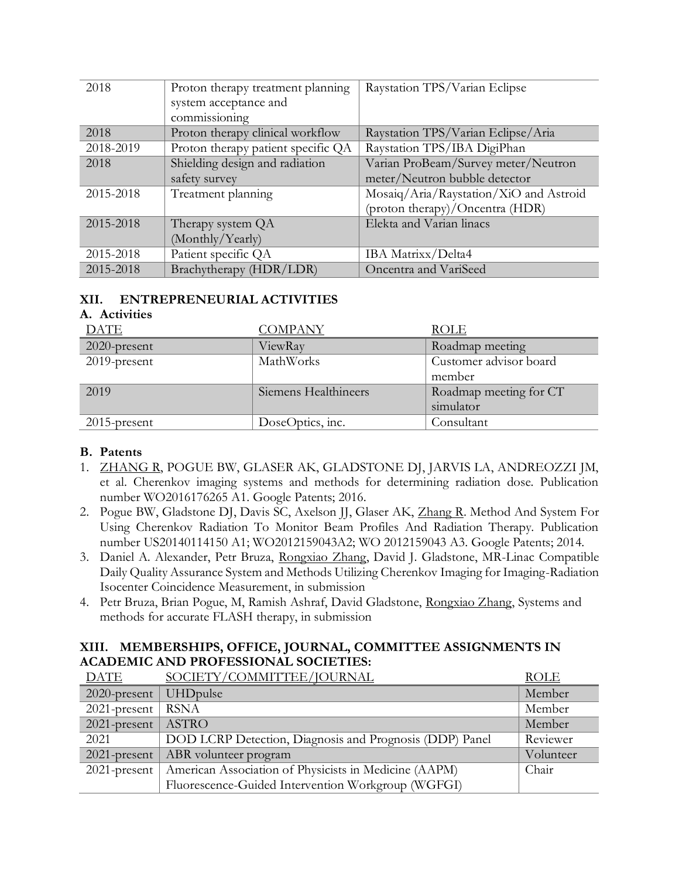| | | |
|---|---|---|
| 2018 | Proton therapy treatment planning system acceptance and commissioning | Raystation TPS/Varian Eclipse |
| 2018 | Proton therapy clinical workflow | Raystation TPS/Varian Eclipse/Aria |
| 2018-2019 | Proton therapy patient specific QA | Raystation TPS/IBA DigiPhan |
| 2018 | Shielding design and radiation safety survey | Varian ProBeam/Survey meter/Neutron meter/Neutron bubble detector |
| 2015-2018 | Treatment planning | Mosaiq/Aria/Raystation/XiO and Astroid (proton therapy)/Oncentra (HDR) |
| 2015-2018 | Therapy system QA (Monthly/Yearly) | Elekta and Varian linacs |
| 2015-2018 | Patient specific QA | IBA Matrixx/Delta4 |
| 2015-2018 | Brachytherapy (HDR/LDR) | Oncentra and VariSeed |

## XII. ENTREPRENEURIAL ACTIVITIES

### A. Activities

| DATE | COMPANY | ROLE |
|---|---|---|
| 2020-present | ViewRay | Roadmap meeting |
| 2019-present | MathWorks | Customer advisor board member |
| 2019 | Siemens Healthineers | Roadmap meeting for CT simulator |
| 2015-present | DoseOptics, inc. | Consultant |

### B. Patents

1. ZHANG R, POGUE BW, GLASER AK, GLADSTONE DJ, JARVIS LA, ANDREOZZI JM, et al. Cherenkov imaging systems and methods for determining radiation dose. Publication number WO2016176265 A1. Google Patents; 2016.
2. Pogue BW, Gladstone DJ, Davis SC, Axelson JJ, Glaser AK, Zhang R. Method And System For Using Cherenkov Radiation To Monitor Beam Profiles And Radiation Therapy. Publication number US20140114150 A1; WO2012159043A2; WO 2012159043 A3. Google Patents; 2014.
3. Daniel A. Alexander, Petr Bruza, Rongxiao Zhang, David J. Gladstone, MR-Linac Compatible Daily Quality Assurance System and Methods Utilizing Cherenkov Imaging for Imaging-Radiation Isocenter Coincidence Measurement, in submission
4. Petr Bruza, Brian Pogue, M, Ramish Ashraf, David Gladstone, Rongxiao Zhang, Systems and methods for accurate FLASH therapy, in submission

## XIII. MEMBERSHIPS, OFFICE, JOURNAL, COMMITTEE ASSIGNMENTS IN ACADEMIC AND PROFESSIONAL SOCIETIES:

| DATE | SOCIETY/COMMITTEE/JOURNAL | ROLE |
|---|---|---|
| 2020-present | UHDpulse | Member |
| 2021-present | RSNA | Member |
| 2021-present | ASTRO | Member |
| 2021 | DOD LCRP Detection, Diagnosis and Prognosis (DDP) Panel | Reviewer |
| 2021-present | ABR volunteer program | Volunteer |
| 2021-present | American Association of Physicists in Medicine (AAPM) Fluorescence-Guided Intervention Workgroup (WGFGI) | Chair |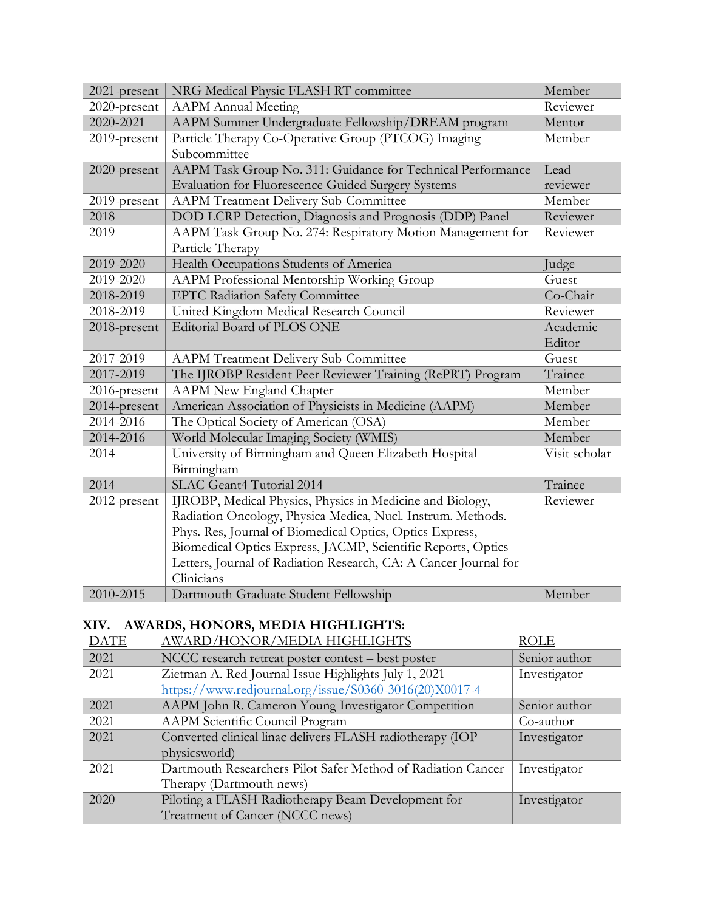| | | |
|---|---|---|
| 2021-present | NRG Medical Physic FLASH RT committee | Member |
| 2020-present | AAPM Annual Meeting | Reviewer |
| 2020-2021 | AAPM Summer Undergraduate Fellowship/DREAM program | Mentor |
| 2019-present | Particle Therapy Co-Operative Group (PTCOG) Imaging Subcommittee | Member |
| 2020-present | AAPM Task Group No. 311: Guidance for Technical Performance Evaluation for Fluorescence Guided Surgery Systems | Lead reviewer |
| 2019-present | AAPM Treatment Delivery Sub-Committee | Member |
| 2018 | DOD LCRP Detection, Diagnosis and Prognosis (DDP) Panel | Reviewer |
| 2019 | AAPM Task Group No. 274: Respiratory Motion Management for Particle Therapy | Reviewer |
| 2019-2020 | Health Occupations Students of America | Judge |
| 2019-2020 | AAPM Professional Mentorship Working Group | Guest |
| 2018-2019 | EPTC Radiation Safety Committee | Co-Chair |
| 2018-2019 | United Kingdom Medical Research Council | Reviewer |
| 2018-present | Editorial Board of PLOS ONE | Academic Editor |
| 2017-2019 | AAPM Treatment Delivery Sub-Committee | Guest |
| 2017-2019 | The IJROBP Resident Peer Reviewer Training (RePRT) Program | Trainee |
| 2016-present | AAPM New England Chapter | Member |
| 2014-present | American Association of Physicists in Medicine (AAPM) | Member |
| 2014-2016 | The Optical Society of American (OSA) | Member |
| 2014-2016 | World Molecular Imaging Society (WMIS) | Member |
| 2014 | University of Birmingham and Queen Elizabeth Hospital Birmingham | Visit scholar |
| 2014 | SLAC Geant4 Tutorial 2014 | Trainee |
| 2012-present | IJROBP, Medical Physics, Physics in Medicine and Biology, Radiation Oncology, Physica Medica, Nucl. Instrum. Methods. Phys. Res, Journal of Biomedical Optics, Optics Express, Biomedical Optics Express, JACMP, Scientific Reports, Optics Letters, Journal of Radiation Research, CA: A Cancer Journal for Clinicians | Reviewer |
| 2010-2015 | Dartmouth Graduate Student Fellowship | Member |

## XIV. AWARDS, HONORS, MEDIA HIGHLIGHTS:

| DATE | AWARD/HONOR/MEDIA HIGHLIGHTS | ROLE |
|---|---|---|
| 2021 | NCCC research retreat poster contest – best poster | Senior author |
| 2021 | Zietman A. Red Journal Issue Highlights July 1, 2021 https://www.redjournal.org/issue/S0360-3016(20)X0017-4 | Investigator |
| 2021 | AAPM John R. Cameron Young Investigator Competition | Senior author |
| 2021 | AAPM Scientific Council Program | Co-author |
| 2021 | Converted clinical linac delivers FLASH radiotherapy (IOP physicsworld) | Investigator |
| 2021 | Dartmouth Researchers Pilot Safer Method of Radiation Cancer Therapy (Dartmouth news) | Investigator |
| 2020 | Piloting a FLASH Radiotherapy Beam Development for Treatment of Cancer (NCCC news) | Investigator |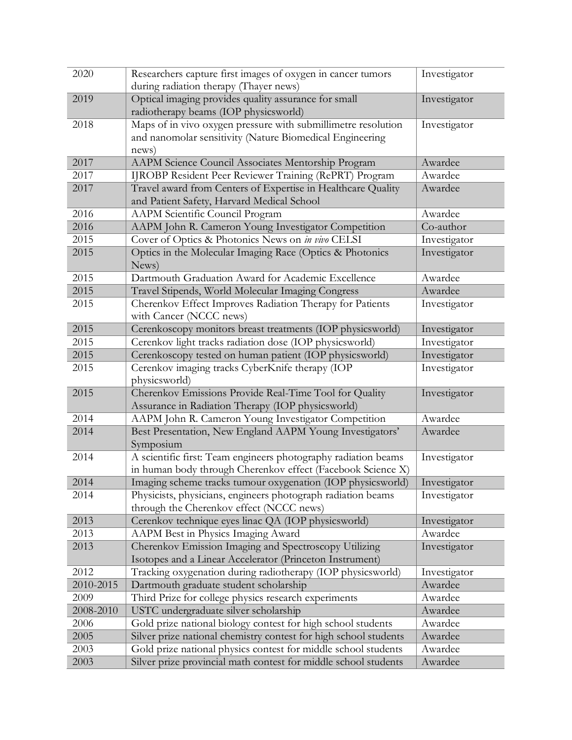| | | |
|---|---|---|
| 2020 | Researchers capture first images of oxygen in cancer tumors during radiation therapy (Thayer news) | Investigator |
| 2019 | Optical imaging provides quality assurance for small radiotherapy beams (IOP physicsworld) | Investigator |
| 2018 | Maps of in vivo oxygen pressure with submillimetre resolution and nanomolar sensitivity (Nature Biomedical Engineering news) | Investigator |
| 2017 | AAPM Science Council Associates Mentorship Program | Awardee |
| 2017 | IJROBP Resident Peer Reviewer Training (RePRT) Program | Awardee |
| 2017 | Travel award from Centers of Expertise in Healthcare Quality and Patient Safety, Harvard Medical School | Awardee |
| 2016 | AAPM Scientific Council Program | Awardee |
| 2016 | AAPM John R. Cameron Young Investigator Competition | Co-author |
| 2015 | Cover of Optics & Photonics News on *in vivo* CELSI | Investigator |
| 2015 | Optics in the Molecular Imaging Race (Optics & Photonics News) | Investigator |
| 2015 | Dartmouth Graduation Award for Academic Excellence | Awardee |
| 2015 | Travel Stipends, World Molecular Imaging Congress | Awardee |
| 2015 | Cherenkov Effect Improves Radiation Therapy for Patients with Cancer (NCCC news) | Investigator |
| 2015 | Cerenkoscopy monitors breast treatments (IOP physicsworld) | Investigator |
| 2015 | Cerenkov light tracks radiation dose (IOP physicsworld) | Investigator |
| 2015 | Cerenkoscopy tested on human patient (IOP physicsworld) | Investigator |
| 2015 | Cerenkov imaging tracks CyberKnife therapy (IOP physicsworld) | Investigator |
| 2015 | Cherenkov Emissions Provide Real-Time Tool for Quality Assurance in Radiation Therapy (IOP physicsworld) | Investigator |
| 2014 | AAPM John R. Cameron Young Investigator Competition | Awardee |
| 2014 | Best Presentation, New England AAPM Young Investigators' Symposium | Awardee |
| 2014 | A scientific first: Team engineers photography radiation beams in human body through Cherenkov effect (Facebook Science X) | Investigator |
| 2014 | Imaging scheme tracks tumour oxygenation (IOP physicsworld) | Investigator |
| 2014 | Physicists, physicians, engineers photograph radiation beams through the Cherenkov effect (NCCC news) | Investigator |
| 2013 | Cerenkov technique eyes linac QA (IOP physicsworld) | Investigator |
| 2013 | AAPM Best in Physics Imaging Award | Awardee |
| 2013 | Cherenkov Emission Imaging and Spectroscopy Utilizing Isotopes and a Linear Accelerator (Princeton Instrument) | Investigator |
| 2012 | Tracking oxygenation during radiotherapy (IOP physicsworld) | Investigator |
| 2010-2015 | Dartmouth graduate student scholarship | Awardee |
| 2009 | Third Prize for college physics research experiments | Awardee |
| 2008-2010 | USTC undergraduate silver scholarship | Awardee |
| 2006 | Gold prize national biology contest for high school students | Awardee |
| 2005 | Silver prize national chemistry contest for high school students | Awardee |
| 2003 | Gold prize national physics contest for middle school students | Awardee |
| 2003 | Silver prize provincial math contest for middle school students | Awardee |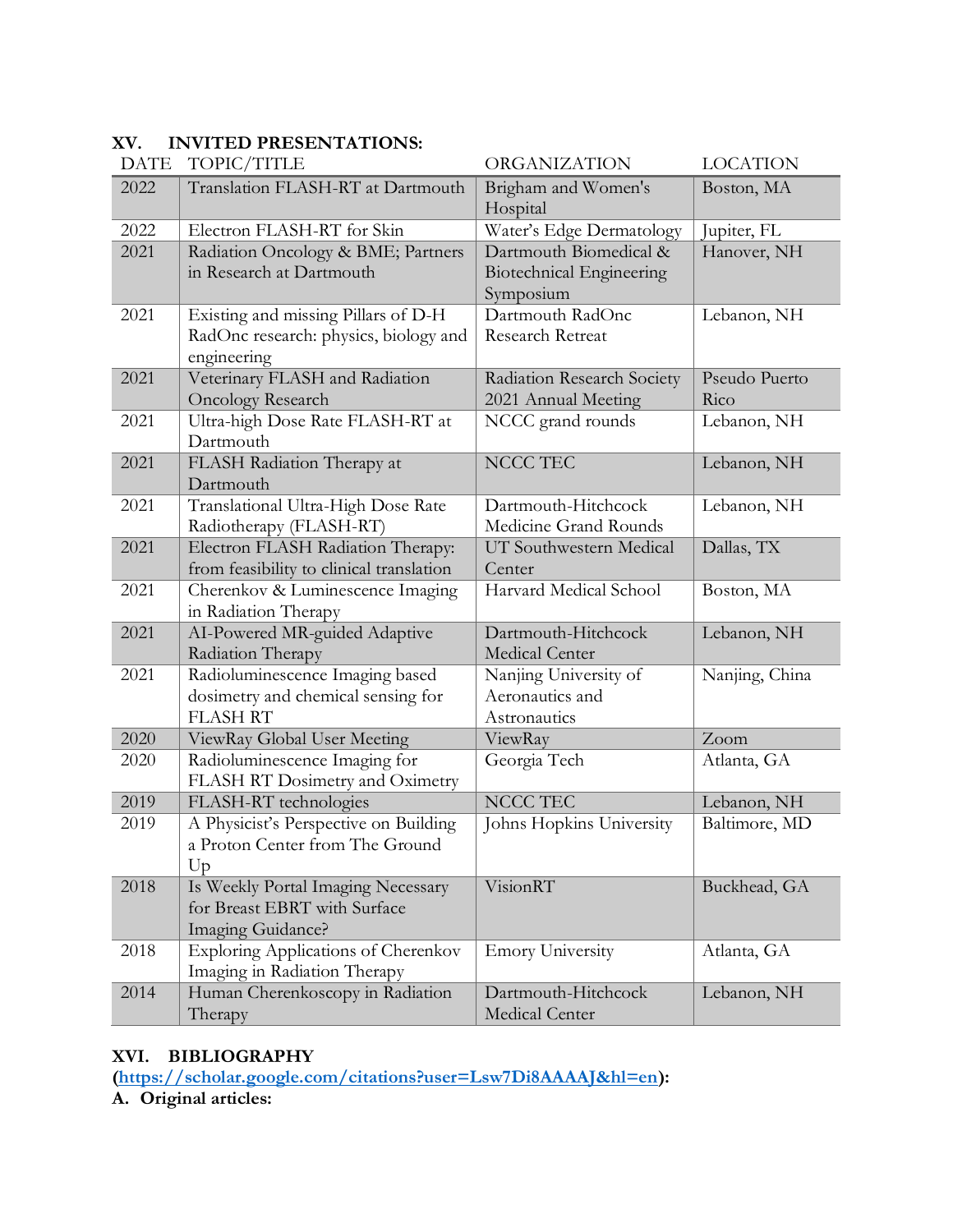## XV. INVITED PRESENTATIONS:

| DATE | TOPIC/TITLE | ORGANIZATION | LOCATION |
|---|---|---|---|
| 2022 | Translation FLASH-RT at Dartmouth | Brigham and Women's Hospital | Boston, MA |
| 2022 | Electron FLASH-RT for Skin | Water's Edge Dermatology | Jupiter, FL |
| 2021 | Radiation Oncology & BME; Partners in Research at Dartmouth | Dartmouth Biomedical & Biotechnical Engineering Symposium | Hanover, NH |
| 2021 | Existing and missing Pillars of D-H RadOnc research: physics, biology and engineering | Dartmouth RadOnc Research Retreat | Lebanon, NH |
| 2021 | Veterinary FLASH and Radiation Oncology Research | Radiation Research Society 2021 Annual Meeting | Pseudo Puerto Rico |
| 2021 | Ultra-high Dose Rate FLASH-RT at Dartmouth | NCCC grand rounds | Lebanon, NH |
| 2021 | FLASH Radiation Therapy at Dartmouth | NCCC TEC | Lebanon, NH |
| 2021 | Translational Ultra-High Dose Rate Radiotherapy (FLASH-RT) | Dartmouth-Hitchcock Medicine Grand Rounds | Lebanon, NH |
| 2021 | Electron FLASH Radiation Therapy: from feasibility to clinical translation | UT Southwestern Medical Center | Dallas, TX |
| 2021 | Cherenkov & Luminescence Imaging in Radiation Therapy | Harvard Medical School | Boston, MA |
| 2021 | AI-Powered MR-guided Adaptive Radiation Therapy | Dartmouth-Hitchcock Medical Center | Lebanon, NH |
| 2021 | Radioluminescence Imaging based dosimetry and chemical sensing for FLASH RT | Nanjing University of Aeronautics and Astronautics | Nanjing, China |
| 2020 | ViewRay Global User Meeting | ViewRay | Zoom |
| 2020 | Radioluminescence Imaging for FLASH RT Dosimetry and Oximetry | Georgia Tech | Atlanta, GA |
| 2019 | FLASH-RT technologies | NCCC TEC | Lebanon, NH |
| 2019 | A Physicist's Perspective on Building a Proton Center from The Ground Up | Johns Hopkins University | Baltimore, MD |
| 2018 | Is Weekly Portal Imaging Necessary for Breast EBRT with Surface Imaging Guidance? | VisionRT | Buckhead, GA |
| 2018 | Exploring Applications of Cherenkov Imaging in Radiation Therapy | Emory University | Atlanta, GA |
| 2014 | Human Cherenkoscopy in Radiation Therapy | Dartmouth-Hitchcock Medical Center | Lebanon, NH |

## XVI. BIBLIOGRAPHY

**([https://scholar.google.com/citations?user=Lsw7Di8AAAAJ&hl=en](https://scholar.google.com/citations?user=Lsw7Di8AAAAJ&hl=en)):**

**A. Original articles:**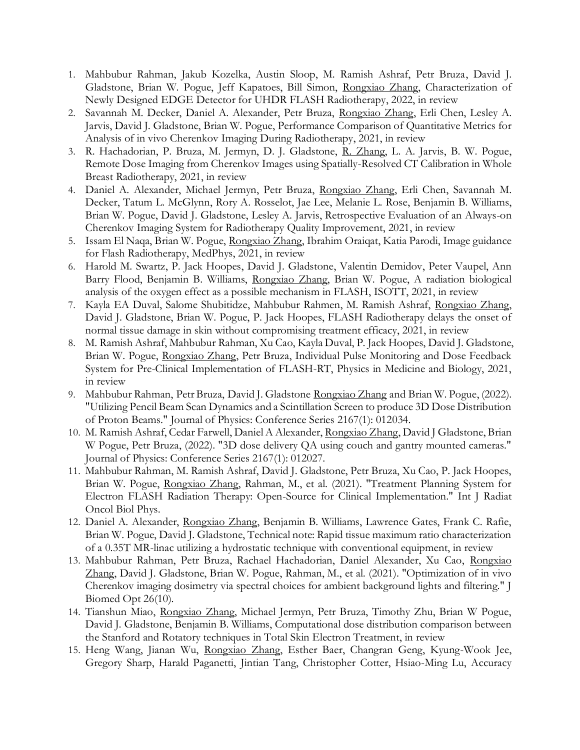1. Mahbubur Rahman, Jakub Kozelka, Austin Sloop, M. Ramish Ashraf, Petr Bruza, David J. Gladstone, Brian W. Pogue, Jeff Kapatoes, Bill Simon, Rongxiao Zhang, Characterization of Newly Designed EDGE Detector for UHDR FLASH Radiotherapy, 2022, in review
2. Savannah M. Decker, Daniel A. Alexander, Petr Bruza, Rongxiao Zhang, Erli Chen, Lesley A. Jarvis, David J. Gladstone, Brian W. Pogue, Performance Comparison of Quantitative Metrics for Analysis of in vivo Cherenkov Imaging During Radiotherapy, 2021, in review
3. R. Hachadorian, P. Bruza, M. Jermyn, D. J. Gladstone, R. Zhang, L. A. Jarvis, B. W. Pogue, Remote Dose Imaging from Cherenkov Images using Spatially-Resolved CT Calibration in Whole Breast Radiotherapy, 2021, in review
4. Daniel A. Alexander, Michael Jermyn, Petr Bruza, Rongxiao Zhang, Erli Chen, Savannah M. Decker, Tatum L. McGlynn, Rory A. Rosselot, Jae Lee, Melanie L. Rose, Benjamin B. Williams, Brian W. Pogue, David J. Gladstone, Lesley A. Jarvis, Retrospective Evaluation of an Always-on Cherenkov Imaging System for Radiotherapy Quality Improvement, 2021, in review
5. Issam El Naqa, Brian W. Pogue, Rongxiao Zhang, Ibrahim Oraiqat, Katia Parodi, Image guidance for Flash Radiotherapy, MedPhys, 2021, in review
6. Harold M. Swartz, P. Jack Hoopes, David J. Gladstone, Valentin Demidov, Peter Vaupel, Ann Barry Flood, Benjamin B. Williams, Rongxiao Zhang, Brian W. Pogue, A radiation biological analysis of the oxygen effect as a possible mechanism in FLASH, ISOTT, 2021, in review
7. Kayla EA Duval, Salome Shubitidze, Mahbubur Rahmen, M. Ramish Ashraf, Rongxiao Zhang, David J. Gladstone, Brian W. Pogue, P. Jack Hoopes, FLASH Radiotherapy delays the onset of normal tissue damage in skin without compromising treatment efficacy, 2021, in review
8. M. Ramish Ashraf, Mahbubur Rahman, Xu Cao, Kayla Duval, P. Jack Hoopes, David J. Gladstone, Brian W. Pogue, Rongxiao Zhang, Petr Bruza, Individual Pulse Monitoring and Dose Feedback System for Pre-Clinical Implementation of FLASH-RT, Physics in Medicine and Biology, 2021, in review
9. Mahbubur Rahman, Petr Bruza, David J. Gladstone Rongxiao Zhang and Brian W. Pogue, (2022). "Utilizing Pencil Beam Scan Dynamics and a Scintillation Screen to produce 3D Dose Distribution of Proton Beams." Journal of Physics: Conference Series 2167(1): 012034.
10. M. Ramish Ashraf, Cedar Farwell, Daniel A Alexander, Rongxiao Zhang, David J Gladstone, Brian W Pogue, Petr Bruza, (2022). "3D dose delivery QA using couch and gantry mounted cameras." Journal of Physics: Conference Series 2167(1): 012027.
11. Mahbubur Rahman, M. Ramish Ashraf, David J. Gladstone, Petr Bruza, Xu Cao, P. Jack Hoopes, Brian W. Pogue, Rongxiao Zhang, Rahman, M., et al. (2021). "Treatment Planning System for Electron FLASH Radiation Therapy: Open-Source for Clinical Implementation." Int J Radiat Oncol Biol Phys.
12. Daniel A. Alexander, Rongxiao Zhang, Benjamin B. Williams, Lawrence Gates, Frank C. Rafie, Brian W. Pogue, David J. Gladstone, Technical note: Rapid tissue maximum ratio characterization of a 0.35T MR-linac utilizing a hydrostatic technique with conventional equipment, in review
13. Mahbubur Rahman, Petr Bruza, Rachael Hachadorian, Daniel Alexander, Xu Cao, Rongxiao Zhang, David J. Gladstone, Brian W. Pogue, Rahman, M., et al. (2021). "Optimization of in vivo Cherenkov imaging dosimetry via spectral choices for ambient background lights and filtering." J Biomed Opt 26(10).
14. Tianshun Miao, Rongxiao Zhang, Michael Jermyn, Petr Bruza, Timothy Zhu, Brian W Pogue, David J. Gladstone, Benjamin B. Williams, Computational dose distribution comparison between the Stanford and Rotatory techniques in Total Skin Electron Treatment, in review
15. Heng Wang, Jianan Wu, Rongxiao Zhang, Esther Baer, Changran Geng, Kyung-Wook Jee, Gregory Sharp, Harald Paganetti, Jintian Tang, Christopher Cotter, Hsiao-Ming Lu, Accuracy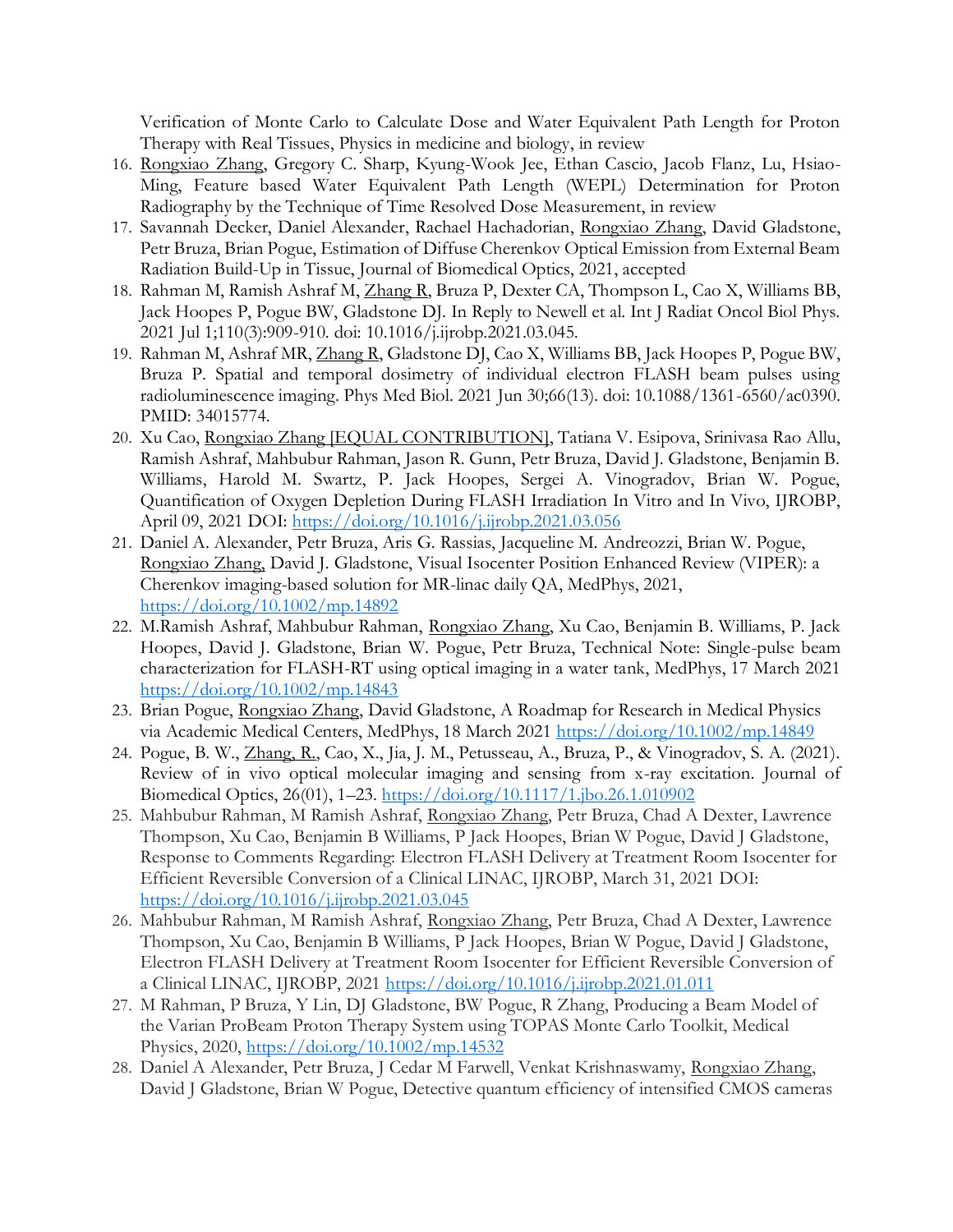Verification of Monte Carlo to Calculate Dose and Water Equivalent Path Length for Proton Therapy with Real Tissues, Physics in medicine and biology, in review

16. Rongxiao Zhang, Gregory C. Sharp, Kyung-Wook Jee, Ethan Cascio, Jacob Flanz, Lu, Hsiao-Ming, Feature based Water Equivalent Path Length (WEPL) Determination for Proton Radiography by the Technique of Time Resolved Dose Measurement, in review
17. Savannah Decker, Daniel Alexander, Rachael Hachadorian, Rongxiao Zhang, David Gladstone, Petr Bruza, Brian Pogue, Estimation of Diffuse Cherenkov Optical Emission from External Beam Radiation Build-Up in Tissue, Journal of Biomedical Optics, 2021, accepted
18. Rahman M, Ramish Ashraf M, Zhang R, Bruza P, Dexter CA, Thompson L, Cao X, Williams BB, Jack Hoopes P, Pogue BW, Gladstone DJ. In Reply to Newell et al. Int J Radiat Oncol Biol Phys. 2021 Jul 1;110(3):909-910. doi: 10.1016/j.ijrobp.2021.03.045.
19. Rahman M, Ashraf MR, Zhang R, Gladstone DJ, Cao X, Williams BB, Jack Hoopes P, Pogue BW, Bruza P. Spatial and temporal dosimetry of individual electron FLASH beam pulses using radioluminescence imaging. Phys Med Biol. 2021 Jun 30;66(13). doi: 10.1088/1361-6560/ac0390. PMID: 34015774.
20. Xu Cao, Rongxiao Zhang [EQUAL CONTRIBUTION], Tatiana V. Esipova, Srinivasa Rao Allu, Ramish Ashraf, Mahbubur Rahman, Jason R. Gunn, Petr Bruza, David J. Gladstone, Benjamin B. Williams, Harold M. Swartz, P. Jack Hoopes, Sergei A. Vinogradov, Brian W. Pogue, Quantification of Oxygen Depletion During FLASH Irradiation In Vitro and In Vivo, IJROBP, April 09, 2021 DOI: https://doi.org/10.1016/j.ijrobp.2021.03.056
21. Daniel A. Alexander, Petr Bruza, Aris G. Rassias, Jacqueline M. Andreozzi, Brian W. Pogue, Rongxiao Zhang, David J. Gladstone, Visual Isocenter Position Enhanced Review (VIPER): a Cherenkov imaging-based solution for MR-linac daily QA, MedPhys, 2021, https://doi.org/10.1002/mp.14892
22. M.Ramish Ashraf, Mahbubur Rahman, Rongxiao Zhang, Xu Cao, Benjamin B. Williams, P. Jack Hoopes, David J. Gladstone, Brian W. Pogue, Petr Bruza, Technical Note: Single-pulse beam characterization for FLASH-RT using optical imaging in a water tank, MedPhys, 17 March 2021 https://doi.org/10.1002/mp.14843
23. Brian Pogue, Rongxiao Zhang, David Gladstone, A Roadmap for Research in Medical Physics via Academic Medical Centers, MedPhys, 18 March 2021 https://doi.org/10.1002/mp.14849
24. Pogue, B. W., Zhang, R., Cao, X., Jia, J. M., Petusseau, A., Bruza, P., & Vinogradov, S. A. (2021). Review of in vivo optical molecular imaging and sensing from x-ray excitation. Journal of Biomedical Optics, 26(01), 1–23. https://doi.org/10.1117/1.jbo.26.1.010902
25. Mahbubur Rahman, M Ramish Ashraf, Rongxiao Zhang, Petr Bruza, Chad A Dexter, Lawrence Thompson, Xu Cao, Benjamin B Williams, P Jack Hoopes, Brian W Pogue, David J Gladstone, Response to Comments Regarding: Electron FLASH Delivery at Treatment Room Isocenter for Efficient Reversible Conversion of a Clinical LINAC, IJROBP, March 31, 2021 DOI: https://doi.org/10.1016/j.ijrobp.2021.03.045
26. Mahbubur Rahman, M Ramish Ashraf, Rongxiao Zhang, Petr Bruza, Chad A Dexter, Lawrence Thompson, Xu Cao, Benjamin B Williams, P Jack Hoopes, Brian W Pogue, David J Gladstone, Electron FLASH Delivery at Treatment Room Isocenter for Efficient Reversible Conversion of a Clinical LINAC, IJROBP, 2021 https://doi.org/10.1016/j.ijrobp.2021.01.011
27. M Rahman, P Bruza, Y Lin, DJ Gladstone, BW Pogue, R Zhang, Producing a Beam Model of the Varian ProBeam Proton Therapy System using TOPAS Monte Carlo Toolkit, Medical Physics, 2020, https://doi.org/10.1002/mp.14532
28. Daniel A Alexander, Petr Bruza, J Cedar M Farwell, Venkat Krishnaswamy, Rongxiao Zhang, David J Gladstone, Brian W Pogue, Detective quantum efficiency of intensified CMOS cameras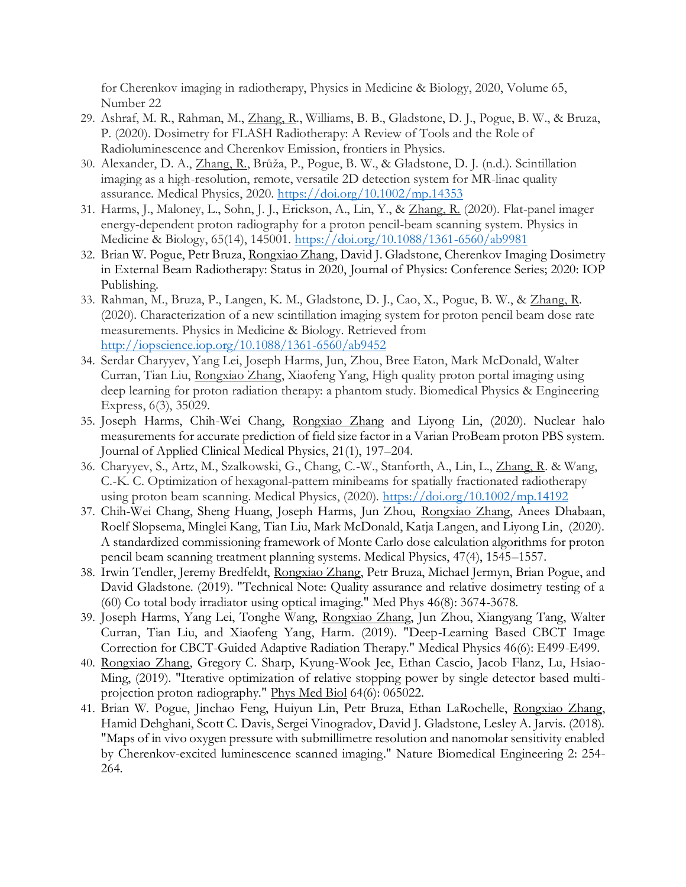for Cherenkov imaging in radiotherapy, Physics in Medicine & Biology, 2020, Volume 65, Number 22

29. Ashraf, M. R., Rahman, M., Zhang, R., Williams, B. B., Gladstone, D. J., Pogue, B. W., & Bruza, P. (2020). Dosimetry for FLASH Radiotherapy: A Review of Tools and the Role of Radioluminescence and Cherenkov Emission, frontiers in Physics.
30. Alexander, D. A., Zhang, R., Brůža, P., Pogue, B. W., & Gladstone, D. J. (n.d.). Scintillation imaging as a high-resolution, remote, versatile 2D detection system for MR-linac quality assurance. Medical Physics, 2020. https://doi.org/10.1002/mp.14353
31. Harms, J., Maloney, L., Sohn, J. J., Erickson, A., Lin, Y., & Zhang, R. (2020). Flat-panel imager energy-dependent proton radiography for a proton pencil-beam scanning system. Physics in Medicine & Biology, 65(14), 145001. https://doi.org/10.1088/1361-6560/ab9981
32. Brian W. Pogue, Petr Bruza, Rongxiao Zhang, David J. Gladstone, Cherenkov Imaging Dosimetry in External Beam Radiotherapy: Status in 2020, Journal of Physics: Conference Series; 2020: IOP Publishing.
33. Rahman, M., Bruza, P., Langen, K. M., Gladstone, D. J., Cao, X., Pogue, B. W., & Zhang, R. (2020). Characterization of a new scintillation imaging system for proton pencil beam dose rate measurements. Physics in Medicine & Biology. Retrieved from http://iopscience.iop.org/10.1088/1361-6560/ab9452
34. Serdar Charyyev, Yang Lei, Joseph Harms, Jun, Zhou, Bree Eaton, Mark McDonald, Walter Curran, Tian Liu, Rongxiao Zhang, Xiaofeng Yang, High quality proton portal imaging using deep learning for proton radiation therapy: a phantom study. Biomedical Physics & Engineering Express, 6(3), 35029.
35. Joseph Harms, Chih-Wei Chang, Rongxiao Zhang and Liyong Lin, (2020). Nuclear halo measurements for accurate prediction of field size factor in a Varian ProBeam proton PBS system. Journal of Applied Clinical Medical Physics, 21(1), 197–204.
36. Charyyev, S., Artz, M., Szalkowski, G., Chang, C.-W., Stanforth, A., Lin, L., Zhang, R. & Wang, C.-K. C. Optimization of hexagonal-pattern minibeams for spatially fractionated radiotherapy using proton beam scanning. Medical Physics, (2020). https://doi.org/10.1002/mp.14192
37. Chih-Wei Chang, Sheng Huang, Joseph Harms, Jun Zhou, Rongxiao Zhang, Anees Dhabaan, Roelf Slopsema, Minglei Kang, Tian Liu, Mark McDonald, Katja Langen, and Liyong Lin, (2020). A standardized commissioning framework of Monte Carlo dose calculation algorithms for proton pencil beam scanning treatment planning systems. Medical Physics, 47(4), 1545–1557.
38. Irwin Tendler, Jeremy Bredfeldt, Rongxiao Zhang, Petr Bruza, Michael Jermyn, Brian Pogue, and David Gladstone. (2019). "Technical Note: Quality assurance and relative dosimetry testing of a (60) Co total body irradiator using optical imaging." Med Phys 46(8): 3674-3678.
39. Joseph Harms, Yang Lei, Tonghe Wang, Rongxiao Zhang, Jun Zhou, Xiangyang Tang, Walter Curran, Tian Liu, and Xiaofeng Yang, Harm. (2019). "Deep-Learning Based CBCT Image Correction for CBCT-Guided Adaptive Radiation Therapy." Medical Physics 46(6): E499-E499.
40. Rongxiao Zhang, Gregory C. Sharp, Kyung-Wook Jee, Ethan Cascio, Jacob Flanz, Lu, Hsiao-Ming, (2019). "Iterative optimization of relative stopping power by single detector based multi-projection proton radiography." Phys Med Biol 64(6): 065022.
41. Brian W. Pogue, Jinchao Feng, Huiyun Lin, Petr Bruza, Ethan LaRochelle, Rongxiao Zhang, Hamid Dehghani, Scott C. Davis, Sergei Vinogradov, David J. Gladstone, Lesley A. Jarvis. (2018). "Maps of in vivo oxygen pressure with submillimetre resolution and nanomolar sensitivity enabled by Cherenkov-excited luminescence scanned imaging." Nature Biomedical Engineering 2: 254-264.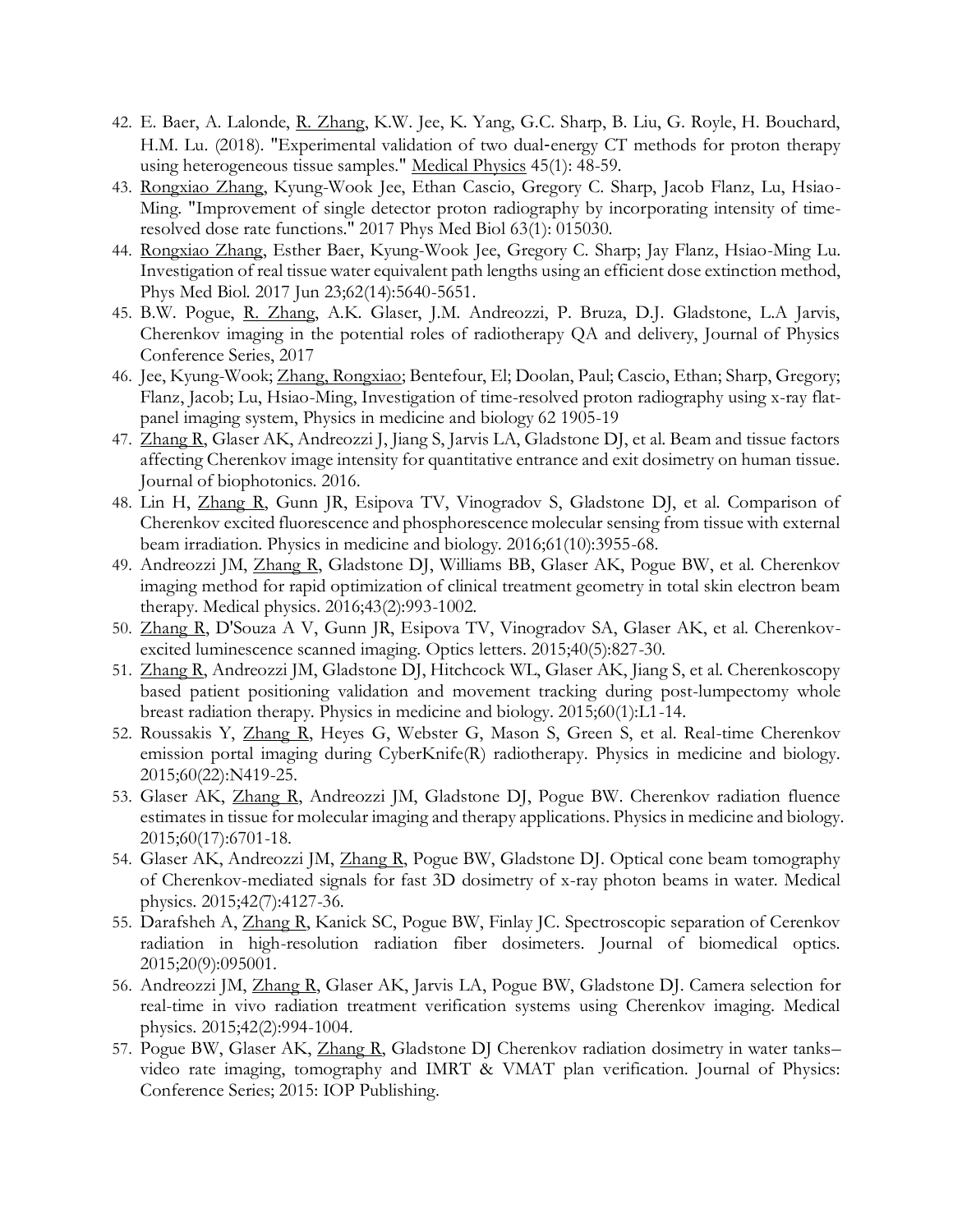42. E. Baer, A. Lalonde, R. Zhang, K.W. Jee, K. Yang, G.C. Sharp, B. Liu, G. Royle, H. Bouchard, H.M. Lu. (2018). "Experimental validation of two dual-energy CT methods for proton therapy using heterogeneous tissue samples." Medical Physics 45(1): 48-59.
43. Rongxiao Zhang, Kyung-Wook Jee, Ethan Cascio, Gregory C. Sharp, Jacob Flanz, Lu, Hsiao-Ming. "Improvement of single detector proton radiography by incorporating intensity of time-resolved dose rate functions." 2017 Phys Med Biol 63(1): 015030.
44. Rongxiao Zhang, Esther Baer, Kyung-Wook Jee, Gregory C. Sharp; Jay Flanz, Hsiao-Ming Lu. Investigation of real tissue water equivalent path lengths using an efficient dose extinction method, Phys Med Biol. 2017 Jun 23;62(14):5640-5651.
45. B.W. Pogue, R. Zhang, A.K. Glaser, J.M. Andreozzi, P. Bruza, D.J. Gladstone, L.A Jarvis, Cherenkov imaging in the potential roles of radiotherapy QA and delivery, Journal of Physics Conference Series, 2017
46. Jee, Kyung-Wook; Zhang, Rongxiao; Bentefour, El; Doolan, Paul; Cascio, Ethan; Sharp, Gregory; Flanz, Jacob; Lu, Hsiao-Ming, Investigation of time-resolved proton radiography using x-ray flat-panel imaging system, Physics in medicine and biology 62 1905-19
47. Zhang R, Glaser AK, Andreozzi J, Jiang S, Jarvis LA, Gladstone DJ, et al. Beam and tissue factors affecting Cherenkov image intensity for quantitative entrance and exit dosimetry on human tissue. Journal of biophotonics. 2016.
48. Lin H, Zhang R, Gunn JR, Esipova TV, Vinogradov S, Gladstone DJ, et al. Comparison of Cherenkov excited fluorescence and phosphorescence molecular sensing from tissue with external beam irradiation. Physics in medicine and biology. 2016;61(10):3955-68.
49. Andreozzi JM, Zhang R, Gladstone DJ, Williams BB, Glaser AK, Pogue BW, et al. Cherenkov imaging method for rapid optimization of clinical treatment geometry in total skin electron beam therapy. Medical physics. 2016;43(2):993-1002.
50. Zhang R, D'Souza A V, Gunn JR, Esipova TV, Vinogradov SA, Glaser AK, et al. Cherenkov-excited luminescence scanned imaging. Optics letters. 2015;40(5):827-30.
51. Zhang R, Andreozzi JM, Gladstone DJ, Hitchcock WL, Glaser AK, Jiang S, et al. Cherenkoscopy based patient positioning validation and movement tracking during post-lumpectomy whole breast radiation therapy. Physics in medicine and biology. 2015;60(1):L1-14.
52. Roussakis Y, Zhang R, Heyes G, Webster G, Mason S, Green S, et al. Real-time Cherenkov emission portal imaging during CyberKnife(R) radiotherapy. Physics in medicine and biology. 2015;60(22):N419-25.
53. Glaser AK, Zhang R, Andreozzi JM, Gladstone DJ, Pogue BW. Cherenkov radiation fluence estimates in tissue for molecular imaging and therapy applications. Physics in medicine and biology. 2015;60(17):6701-18.
54. Glaser AK, Andreozzi JM, Zhang R, Pogue BW, Gladstone DJ. Optical cone beam tomography of Cherenkov-mediated signals for fast 3D dosimetry of x-ray photon beams in water. Medical physics. 2015;42(7):4127-36.
55. Darafsheh A, Zhang R, Kanick SC, Pogue BW, Finlay JC. Spectroscopic separation of Cerenkov radiation in high-resolution radiation fiber dosimeters. Journal of biomedical optics. 2015;20(9):095001.
56. Andreozzi JM, Zhang R, Glaser AK, Jarvis LA, Pogue BW, Gladstone DJ. Camera selection for real-time in vivo radiation treatment verification systems using Cherenkov imaging. Medical physics. 2015;42(2):994-1004.
57. Pogue BW, Glaser AK, Zhang R, Gladstone DJ Cherenkov radiation dosimetry in water tanks– video rate imaging, tomography and IMRT & VMAT plan verification. Journal of Physics: Conference Series; 2015: IOP Publishing.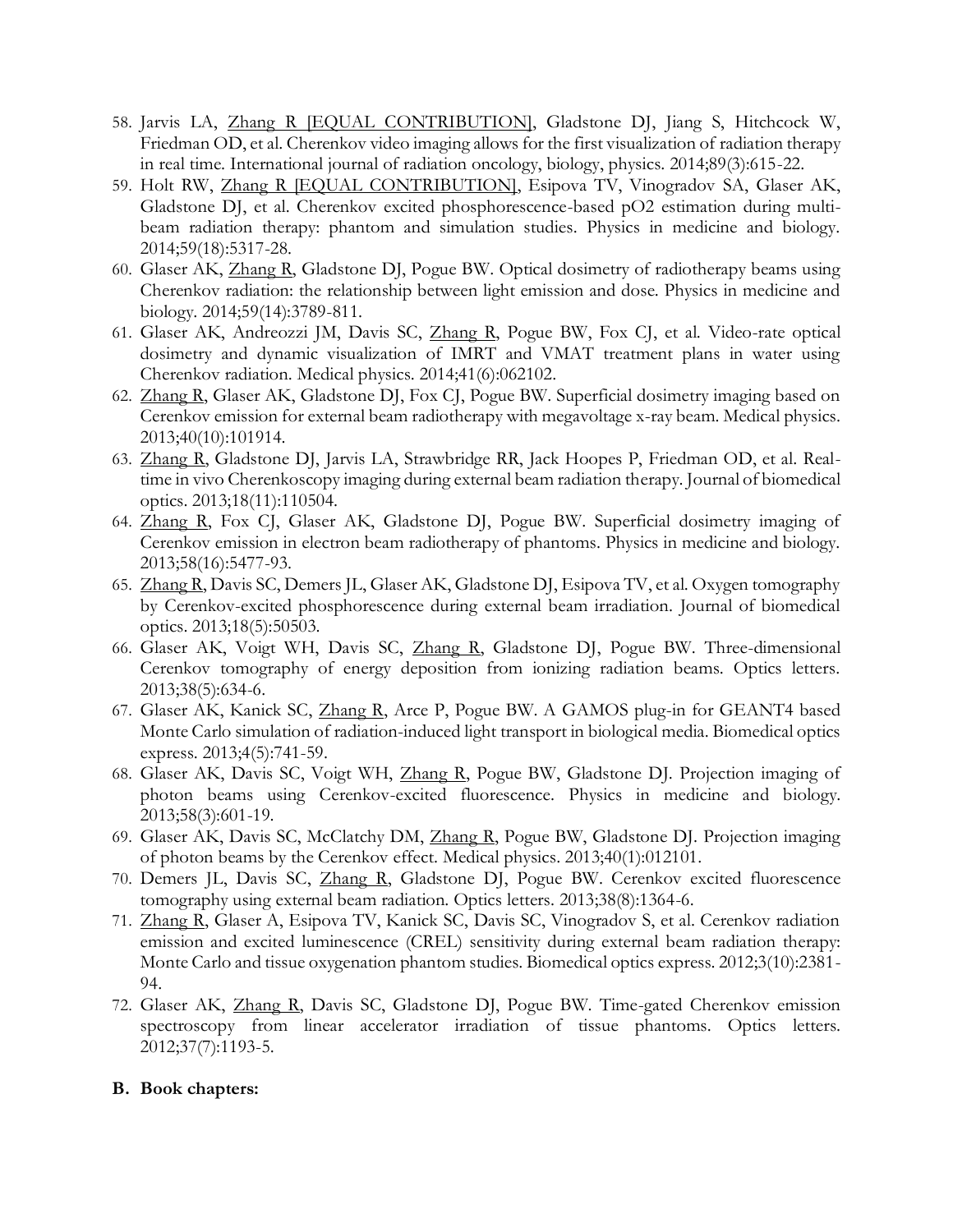58. Jarvis LA, Zhang R [EQUAL CONTRIBUTION], Gladstone DJ, Jiang S, Hitchcock W, Friedman OD, et al. Cherenkov video imaging allows for the first visualization of radiation therapy in real time. International journal of radiation oncology, biology, physics. 2014;89(3):615-22.
59. Holt RW, Zhang R [EQUAL CONTRIBUTION], Esipova TV, Vinogradov SA, Glaser AK, Gladstone DJ, et al. Cherenkov excited phosphorescence-based pO2 estimation during multi-beam radiation therapy: phantom and simulation studies. Physics in medicine and biology. 2014;59(18):5317-28.
60. Glaser AK, Zhang R, Gladstone DJ, Pogue BW. Optical dosimetry of radiotherapy beams using Cherenkov radiation: the relationship between light emission and dose. Physics in medicine and biology. 2014;59(14):3789-811.
61. Glaser AK, Andreozzi JM, Davis SC, Zhang R, Pogue BW, Fox CJ, et al. Video-rate optical dosimetry and dynamic visualization of IMRT and VMAT treatment plans in water using Cherenkov radiation. Medical physics. 2014;41(6):062102.
62. Zhang R, Glaser AK, Gladstone DJ, Fox CJ, Pogue BW. Superficial dosimetry imaging based on Cerenkov emission for external beam radiotherapy with megavoltage x-ray beam. Medical physics. 2013;40(10):101914.
63. Zhang R, Gladstone DJ, Jarvis LA, Strawbridge RR, Jack Hoopes P, Friedman OD, et al. Real-time in vivo Cherenkoscopy imaging during external beam radiation therapy. Journal of biomedical optics. 2013;18(11):110504.
64. Zhang R, Fox CJ, Glaser AK, Gladstone DJ, Pogue BW. Superficial dosimetry imaging of Cerenkov emission in electron beam radiotherapy of phantoms. Physics in medicine and biology. 2013;58(16):5477-93.
65. Zhang R, Davis SC, Demers JL, Glaser AK, Gladstone DJ, Esipova TV, et al. Oxygen tomography by Cerenkov-excited phosphorescence during external beam irradiation. Journal of biomedical optics. 2013;18(5):50503.
66. Glaser AK, Voigt WH, Davis SC, Zhang R, Gladstone DJ, Pogue BW. Three-dimensional Cerenkov tomography of energy deposition from ionizing radiation beams. Optics letters. 2013;38(5):634-6.
67. Glaser AK, Kanick SC, Zhang R, Arce P, Pogue BW. A GAMOS plug-in for GEANT4 based Monte Carlo simulation of radiation-induced light transport in biological media. Biomedical optics express. 2013;4(5):741-59.
68. Glaser AK, Davis SC, Voigt WH, Zhang R, Pogue BW, Gladstone DJ. Projection imaging of photon beams using Cerenkov-excited fluorescence. Physics in medicine and biology. 2013;58(3):601-19.
69. Glaser AK, Davis SC, McClatchy DM, Zhang R, Pogue BW, Gladstone DJ. Projection imaging of photon beams by the Cerenkov effect. Medical physics. 2013;40(1):012101.
70. Demers JL, Davis SC, Zhang R, Gladstone DJ, Pogue BW. Cerenkov excited fluorescence tomography using external beam radiation. Optics letters. 2013;38(8):1364-6.
71. Zhang R, Glaser A, Esipova TV, Kanick SC, Davis SC, Vinogradov S, et al. Cerenkov radiation emission and excited luminescence (CREL) sensitivity during external beam radiation therapy: Monte Carlo and tissue oxygenation phantom studies. Biomedical optics express. 2012;3(10):2381-94.
72. Glaser AK, Zhang R, Davis SC, Gladstone DJ, Pogue BW. Time-gated Cherenkov emission spectroscopy from linear accelerator irradiation of tissue phantoms. Optics letters. 2012;37(7):1193-5.

**B. Book chapters:**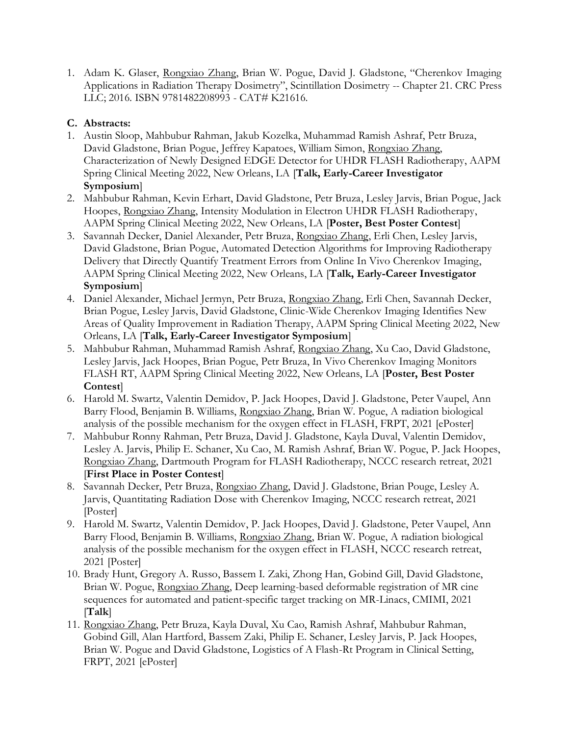1. Adam K. Glaser, Rongxiao Zhang, Brian W. Pogue, David J. Gladstone, "Cherenkov Imaging Applications in Radiation Therapy Dosimetry", Scintillation Dosimetry -- Chapter 21. CRC Press LLC; 2016. ISBN 9781482208993 - CAT# K21616.

**C. Abstracts:**

1. Austin Sloop, Mahbubur Rahman, Jakub Kozelka, Muhammad Ramish Ashraf, Petr Bruza, David Gladstone, Brian Pogue, Jeffrey Kapatoes, William Simon, Rongxiao Zhang, Characterization of Newly Designed EDGE Detector for UHDR FLASH Radiotherapy, AAPM Spring Clinical Meeting 2022, New Orleans, LA [**Talk, Early-Career Investigator Symposium**]
2. Mahbubur Rahman, Kevin Erhart, David Gladstone, Petr Bruza, Lesley Jarvis, Brian Pogue, Jack Hoopes, Rongxiao Zhang, Intensity Modulation in Electron UHDR FLASH Radiotherapy, AAPM Spring Clinical Meeting 2022, New Orleans, LA [**Poster, Best Poster Contest**]
3. Savannah Decker, Daniel Alexander, Petr Bruza, Rongxiao Zhang, Erli Chen, Lesley Jarvis, David Gladstone, Brian Pogue, Automated Detection Algorithms for Improving Radiotherapy Delivery that Directly Quantify Treatment Errors from Online In Vivo Cherenkov Imaging, AAPM Spring Clinical Meeting 2022, New Orleans, LA [**Talk, Early-Career Investigator Symposium**]
4. Daniel Alexander, Michael Jermyn, Petr Bruza, Rongxiao Zhang, Erli Chen, Savannah Decker, Brian Pogue, Lesley Jarvis, David Gladstone, Clinic-Wide Cherenkov Imaging Identifies New Areas of Quality Improvement in Radiation Therapy, AAPM Spring Clinical Meeting 2022, New Orleans, LA [**Talk, Early-Career Investigator Symposium**]
5. Mahbubur Rahman, Muhammad Ramish Ashraf, Rongxiao Zhang, Xu Cao, David Gladstone, Lesley Jarvis, Jack Hoopes, Brian Pogue, Petr Bruza, In Vivo Cherenkov Imaging Monitors FLASH RT, AAPM Spring Clinical Meeting 2022, New Orleans, LA [**Poster, Best Poster Contest**]
6. Harold M. Swartz, Valentin Demidov, P. Jack Hoopes, David J. Gladstone, Peter Vaupel, Ann Barry Flood, Benjamin B. Williams, Rongxiao Zhang, Brian W. Pogue, A radiation biological analysis of the possible mechanism for the oxygen effect in FLASH, FRPT, 2021 [ePoster]
7. Mahbubur Ronny Rahman, Petr Bruza, David J. Gladstone, Kayla Duval, Valentin Demidov, Lesley A. Jarvis, Philip E. Schaner, Xu Cao, M. Ramish Ashraf, Brian W. Pogue, P. Jack Hoopes, Rongxiao Zhang, Dartmouth Program for FLASH Radiotherapy, NCCC research retreat, 2021 [**First Place in Poster Contest**]
8. Savannah Decker, Petr Bruza, Rongxiao Zhang, David J. Gladstone, Brian Pouge, Lesley A. Jarvis, Quantitating Radiation Dose with Cherenkov Imaging, NCCC research retreat, 2021 [Poster]
9. Harold M. Swartz, Valentin Demidov, P. Jack Hoopes, David J. Gladstone, Peter Vaupel, Ann Barry Flood, Benjamin B. Williams, Rongxiao Zhang, Brian W. Pogue, A radiation biological analysis of the possible mechanism for the oxygen effect in FLASH, NCCC research retreat, 2021 [Poster]
10. Brady Hunt, Gregory A. Russo, Bassem I. Zaki, Zhong Han, Gobind Gill, David Gladstone, Brian W. Pogue, Rongxiao Zhang, Deep learning-based deformable registration of MR cine sequences for automated and patient-specific target tracking on MR-Linacs, CMIMI, 2021 [**Talk**]
11. Rongxiao Zhang, Petr Bruza, Kayla Duval, Xu Cao, Ramish Ashraf, Mahbubur Rahman, Gobind Gill, Alan Hartford, Bassem Zaki, Philip E. Schaner, Lesley Jarvis, P. Jack Hoopes, Brian W. Pogue and David Gladstone, Logistics of A Flash-Rt Program in Clinical Setting, FRPT, 2021 [ePoster]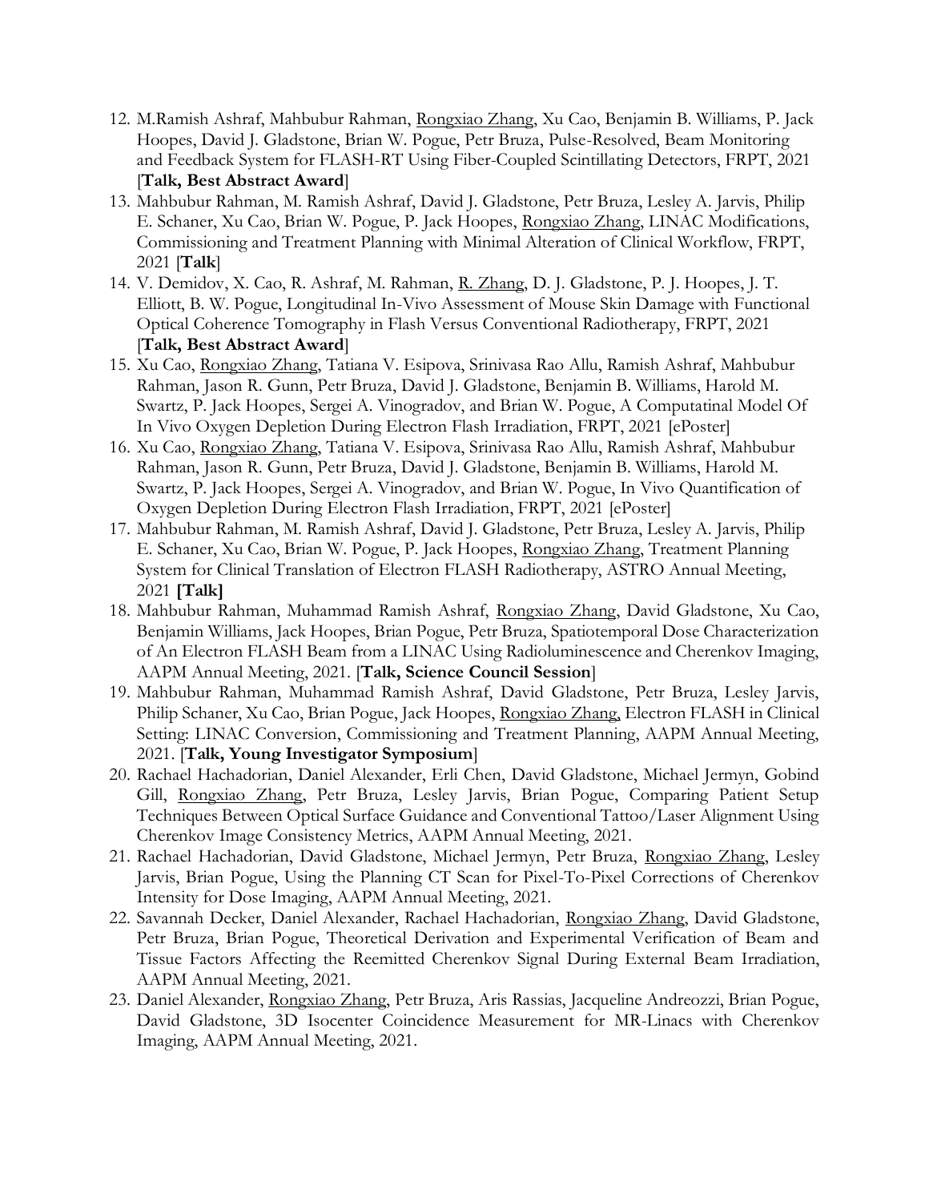12. M.Ramish Ashraf, Mahbubur Rahman, Rongxiao Zhang, Xu Cao, Benjamin B. Williams, P. Jack Hoopes, David J. Gladstone, Brian W. Pogue, Petr Bruza, Pulse-Resolved, Beam Monitoring and Feedback System for FLASH-RT Using Fiber-Coupled Scintillating Detectors, FRPT, 2021 [**Talk, Best Abstract Award**]
13. Mahbubur Rahman, M. Ramish Ashraf, David J. Gladstone, Petr Bruza, Lesley A. Jarvis, Philip E. Schaner, Xu Cao, Brian W. Pogue, P. Jack Hoopes, Rongxiao Zhang, LINAC Modifications, Commissioning and Treatment Planning with Minimal Alteration of Clinical Workflow, FRPT, 2021 [**Talk**]
14. V. Demidov, X. Cao, R. Ashraf, M. Rahman, R. Zhang, D. J. Gladstone, P. J. Hoopes, J. T. Elliott, B. W. Pogue, Longitudinal In-Vivo Assessment of Mouse Skin Damage with Functional Optical Coherence Tomography in Flash Versus Conventional Radiotherapy, FRPT, 2021 [**Talk, Best Abstract Award**]
15. Xu Cao, Rongxiao Zhang, Tatiana V. Esipova, Srinivasa Rao Allu, Ramish Ashraf, Mahbubur Rahman, Jason R. Gunn, Petr Bruza, David J. Gladstone, Benjamin B. Williams, Harold M. Swartz, P. Jack Hoopes, Sergei A. Vinogradov, and Brian W. Pogue, A Computatinal Model Of In Vivo Oxygen Depletion During Electron Flash Irradiation, FRPT, 2021 [ePoster]
16. Xu Cao, Rongxiao Zhang, Tatiana V. Esipova, Srinivasa Rao Allu, Ramish Ashraf, Mahbubur Rahman, Jason R. Gunn, Petr Bruza, David J. Gladstone, Benjamin B. Williams, Harold M. Swartz, P. Jack Hoopes, Sergei A. Vinogradov, and Brian W. Pogue, In Vivo Quantification of Oxygen Depletion During Electron Flash Irradiation, FRPT, 2021 [ePoster]
17. Mahbubur Rahman, M. Ramish Ashraf, David J. Gladstone, Petr Bruza, Lesley A. Jarvis, Philip E. Schaner, Xu Cao, Brian W. Pogue, P. Jack Hoopes, Rongxiao Zhang, Treatment Planning System for Clinical Translation of Electron FLASH Radiotherapy, ASTRO Annual Meeting, 2021 **[Talk]**
18. Mahbubur Rahman, Muhammad Ramish Ashraf, Rongxiao Zhang, David Gladstone, Xu Cao, Benjamin Williams, Jack Hoopes, Brian Pogue, Petr Bruza, Spatiotemporal Dose Characterization of An Electron FLASH Beam from a LINAC Using Radioluminescence and Cherenkov Imaging, AAPM Annual Meeting, 2021. [**Talk, Science Council Session**]
19. Mahbubur Rahman, Muhammad Ramish Ashraf, David Gladstone, Petr Bruza, Lesley Jarvis, Philip Schaner, Xu Cao, Brian Pogue, Jack Hoopes, Rongxiao Zhang, Electron FLASH in Clinical Setting: LINAC Conversion, Commissioning and Treatment Planning, AAPM Annual Meeting, 2021. [**Talk, Young Investigator Symposium**]
20. Rachael Hachadorian, Daniel Alexander, Erli Chen, David Gladstone, Michael Jermyn, Gobind Gill, Rongxiao Zhang, Petr Bruza, Lesley Jarvis, Brian Pogue, Comparing Patient Setup Techniques Between Optical Surface Guidance and Conventional Tattoo/Laser Alignment Using Cherenkov Image Consistency Metrics, AAPM Annual Meeting, 2021.
21. Rachael Hachadorian, David Gladstone, Michael Jermyn, Petr Bruza, Rongxiao Zhang, Lesley Jarvis, Brian Pogue, Using the Planning CT Scan for Pixel-To-Pixel Corrections of Cherenkov Intensity for Dose Imaging, AAPM Annual Meeting, 2021.
22. Savannah Decker, Daniel Alexander, Rachael Hachadorian, Rongxiao Zhang, David Gladstone, Petr Bruza, Brian Pogue, Theoretical Derivation and Experimental Verification of Beam and Tissue Factors Affecting the Reemitted Cherenkov Signal During External Beam Irradiation, AAPM Annual Meeting, 2021.
23. Daniel Alexander, Rongxiao Zhang, Petr Bruza, Aris Rassias, Jacqueline Andreozzi, Brian Pogue, David Gladstone, 3D Isocenter Coincidence Measurement for MR-Linacs with Cherenkov Imaging, AAPM Annual Meeting, 2021.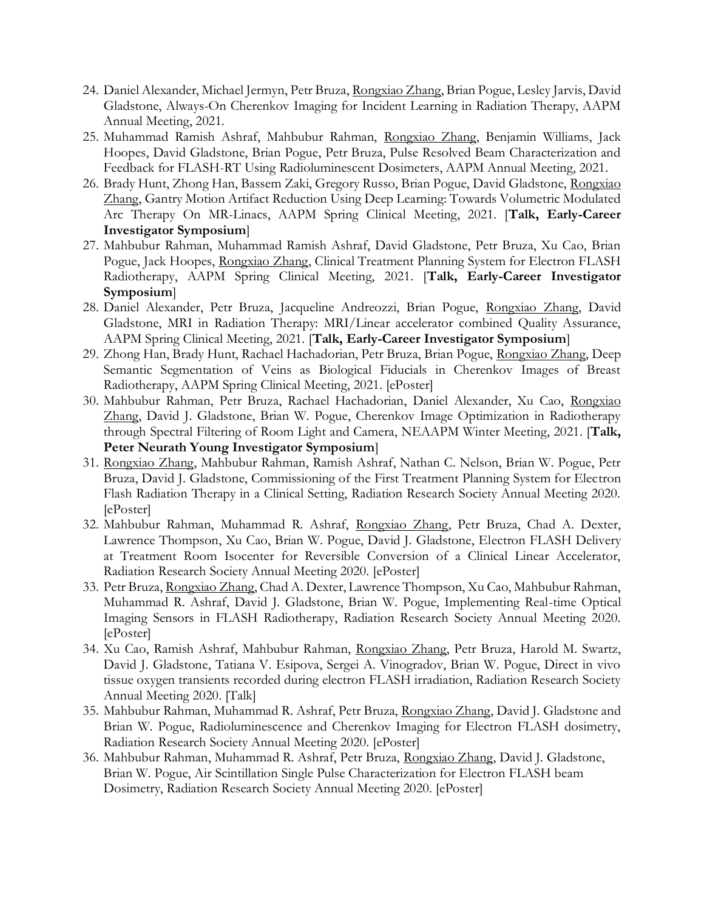24. Daniel Alexander, Michael Jermyn, Petr Bruza, <u>Rongxiao Zhang</u>, Brian Pogue, Lesley Jarvis, David Gladstone, Always-On Cherenkov Imaging for Incident Learning in Radiation Therapy, AAPM Annual Meeting, 2021.
25. Muhammad Ramish Ashraf, Mahbubur Rahman, <u>Rongxiao Zhang</u>, Benjamin Williams, Jack Hoopes, David Gladstone, Brian Pogue, Petr Bruza, Pulse Resolved Beam Characterization and Feedback for FLASH-RT Using Radioluminescent Dosimeters, AAPM Annual Meeting, 2021.
26. Brady Hunt, Zhong Han, Bassem Zaki, Gregory Russo, Brian Pogue, David Gladstone, <u>Rongxiao Zhang</u>, Gantry Motion Artifact Reduction Using Deep Learning: Towards Volumetric Modulated Arc Therapy On MR-Linacs, AAPM Spring Clinical Meeting, 2021. [**Talk, Early-Career Investigator Symposium**]
27. Mahbubur Rahman, Muhammad Ramish Ashraf, David Gladstone, Petr Bruza, Xu Cao, Brian Pogue, Jack Hoopes, <u>Rongxiao Zhang</u>, Clinical Treatment Planning System for Electron FLASH Radiotherapy, AAPM Spring Clinical Meeting, 2021. [**Talk, Early-Career Investigator Symposium**]
28. Daniel Alexander, Petr Bruza, Jacqueline Andreozzi, Brian Pogue, <u>Rongxiao Zhang</u>, David Gladstone, MRI in Radiation Therapy: MRI/Linear accelerator combined Quality Assurance, AAPM Spring Clinical Meeting, 2021. [**Talk, Early-Career Investigator Symposium**]
29. Zhong Han, Brady Hunt, Rachael Hachadorian, Petr Bruza, Brian Pogue, <u>Rongxiao Zhang</u>, Deep Semantic Segmentation of Veins as Biological Fiducials in Cherenkov Images of Breast Radiotherapy, AAPM Spring Clinical Meeting, 2021. [ePoster]
30. Mahbubur Rahman, Petr Bruza, Rachael Hachadorian, Daniel Alexander, Xu Cao, <u>Rongxiao Zhang</u>, David J. Gladstone, Brian W. Pogue, Cherenkov Image Optimization in Radiotherapy through Spectral Filtering of Room Light and Camera, NEAAPM Winter Meeting, 2021. [**Talk, Peter Neurath Young Investigator Symposium**]
31. <u>Rongxiao Zhang</u>, Mahbubur Rahman, Ramish Ashraf, Nathan C. Nelson, Brian W. Pogue, Petr Bruza, David J. Gladstone, Commissioning of the First Treatment Planning System for Electron Flash Radiation Therapy in a Clinical Setting, Radiation Research Society Annual Meeting 2020. [ePoster]
32. Mahbubur Rahman, Muhammad R. Ashraf, <u>Rongxiao Zhang</u>, Petr Bruza, Chad A. Dexter, Lawrence Thompson, Xu Cao, Brian W. Pogue, David J. Gladstone, Electron FLASH Delivery at Treatment Room Isocenter for Reversible Conversion of a Clinical Linear Accelerator, Radiation Research Society Annual Meeting 2020. [ePoster]
33. Petr Bruza, <u>Rongxiao Zhang</u>, Chad A. Dexter, Lawrence Thompson, Xu Cao, Mahbubur Rahman, Muhammad R. Ashraf, David J. Gladstone, Brian W. Pogue, Implementing Real-time Optical Imaging Sensors in FLASH Radiotherapy, Radiation Research Society Annual Meeting 2020. [ePoster]
34. Xu Cao, Ramish Ashraf, Mahbubur Rahman, <u>Rongxiao Zhang</u>, Petr Bruza, Harold M. Swartz, David J. Gladstone, Tatiana V. Esipova, Sergei A. Vinogradov, Brian W. Pogue, Direct in vivo tissue oxygen transients recorded during electron FLASH irradiation, Radiation Research Society Annual Meeting 2020. [Talk]
35. Mahbubur Rahman, Muhammad R. Ashraf, Petr Bruza, <u>Rongxiao Zhang</u>, David J. Gladstone and Brian W. Pogue, Radioluminescence and Cherenkov Imaging for Electron FLASH dosimetry, Radiation Research Society Annual Meeting 2020. [ePoster]
36. Mahbubur Rahman, Muhammad R. Ashraf, Petr Bruza, <u>Rongxiao Zhang</u>, David J. Gladstone, Brian W. Pogue, Air Scintillation Single Pulse Characterization for Electron FLASH beam Dosimetry, Radiation Research Society Annual Meeting 2020. [ePoster]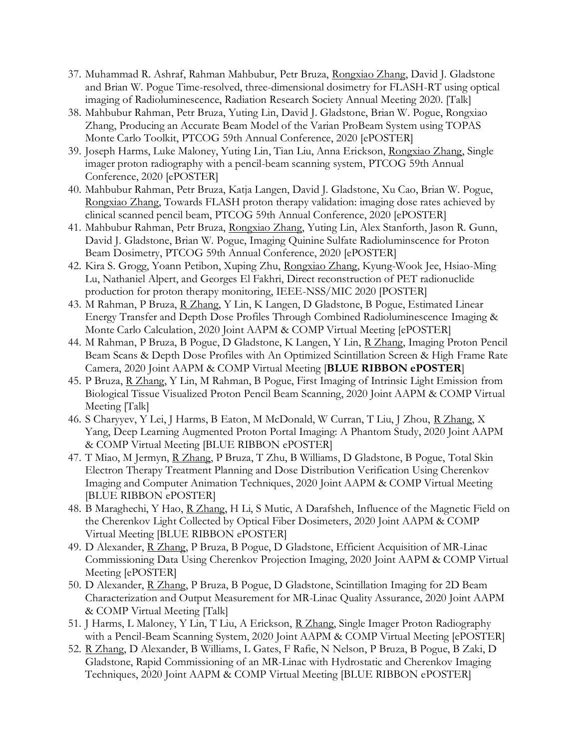37. Muhammad R. Ashraf, Rahman Mahbubur, Petr Bruza, Rongxiao Zhang, David J. Gladstone and Brian W. Pogue Time-resolved, three-dimensional dosimetry for FLASH-RT using optical imaging of Radioluminescence, Radiation Research Society Annual Meeting 2020. [Talk]
38. Mahbubur Rahman, Petr Bruza, Yuting Lin, David J. Gladstone, Brian W. Pogue, Rongxiao Zhang, Producing an Accurate Beam Model of the Varian ProBeam System using TOPAS Monte Carlo Toolkit, PTCOG 59th Annual Conference, 2020 [ePOSTER]
39. Joseph Harms, Luke Maloney, Yuting Lin, Tian Liu, Anna Erickson, Rongxiao Zhang, Single imager proton radiography with a pencil-beam scanning system, PTCOG 59th Annual Conference, 2020 [ePOSTER]
40. Mahbubur Rahman, Petr Bruza, Katja Langen, David J. Gladstone, Xu Cao, Brian W. Pogue, Rongxiao Zhang, Towards FLASH proton therapy validation: imaging dose rates achieved by clinical scanned pencil beam, PTCOG 59th Annual Conference, 2020 [ePOSTER]
41. Mahbubur Rahman, Petr Bruza, Rongxiao Zhang, Yuting Lin, Alex Stanforth, Jason R. Gunn, David J. Gladstone, Brian W. Pogue, Imaging Quinine Sulfate Radioluminscence for Proton Beam Dosimetry, PTCOG 59th Annual Conference, 2020 [ePOSTER]
42. Kira S. Grogg, Yoann Petibon, Xuping Zhu, Rongxiao Zhang, Kyung-Wook Jee, Hsiao-Ming Lu, Nathaniel Alpert, and Georges El Fakhri, Direct reconstruction of PET radionuclide production for proton therapy monitoring, IEEE-NSS/MIC 2020 [POSTER]
43. M Rahman, P Bruza, R Zhang, Y Lin, K Langen, D Gladstone, B Pogue, Estimated Linear Energy Transfer and Depth Dose Profiles Through Combined Radioluminescence Imaging & Monte Carlo Calculation, 2020 Joint AAPM & COMP Virtual Meeting [ePOSTER]
44. M Rahman, P Bruza, B Pogue, D Gladstone, K Langen, Y Lin, R Zhang, Imaging Proton Pencil Beam Scans & Depth Dose Profiles with An Optimized Scintillation Screen & High Frame Rate Camera, 2020 Joint AAPM & COMP Virtual Meeting [**BLUE RIBBON ePOSTER**]
45. P Bruza, R Zhang, Y Lin, M Rahman, B Pogue, First Imaging of Intrinsic Light Emission from Biological Tissue Visualized Proton Pencil Beam Scanning, 2020 Joint AAPM & COMP Virtual Meeting [Talk]
46. S Charyyev, Y Lei, J Harms, B Eaton, M McDonald, W Curran, T Liu, J Zhou, R Zhang, X Yang, Deep Learning Augmented Proton Portal Imaging: A Phantom Study, 2020 Joint AAPM & COMP Virtual Meeting [BLUE RIBBON ePOSTER]
47. T Miao, M Jermyn, R Zhang, P Bruza, T Zhu, B Williams, D Gladstone, B Pogue, Total Skin Electron Therapy Treatment Planning and Dose Distribution Verification Using Cherenkov Imaging and Computer Animation Techniques, 2020 Joint AAPM & COMP Virtual Meeting [BLUE RIBBON ePOSTER]
48. B Maraghechi, Y Hao, R Zhang, H Li, S Mutic, A Darafsheh, Influence of the Magnetic Field on the Cherenkov Light Collected by Optical Fiber Dosimeters, 2020 Joint AAPM & COMP Virtual Meeting [BLUE RIBBON ePOSTER]
49. D Alexander, R Zhang, P Bruza, B Pogue, D Gladstone, Efficient Acquisition of MR-Linac Commissioning Data Using Cherenkov Projection Imaging, 2020 Joint AAPM & COMP Virtual Meeting [ePOSTER]
50. D Alexander, R Zhang, P Bruza, B Pogue, D Gladstone, Scintillation Imaging for 2D Beam Characterization and Output Measurement for MR-Linac Quality Assurance, 2020 Joint AAPM & COMP Virtual Meeting [Talk]
51. J Harms, L Maloney, Y Lin, T Liu, A Erickson, R Zhang, Single Imager Proton Radiography with a Pencil-Beam Scanning System, 2020 Joint AAPM & COMP Virtual Meeting [ePOSTER]
52. R Zhang, D Alexander, B Williams, L Gates, F Rafie, N Nelson, P Bruza, B Pogue, B Zaki, D Gladstone, Rapid Commissioning of an MR-Linac with Hydrostatic and Cherenkov Imaging Techniques, 2020 Joint AAPM & COMP Virtual Meeting [BLUE RIBBON ePOSTER]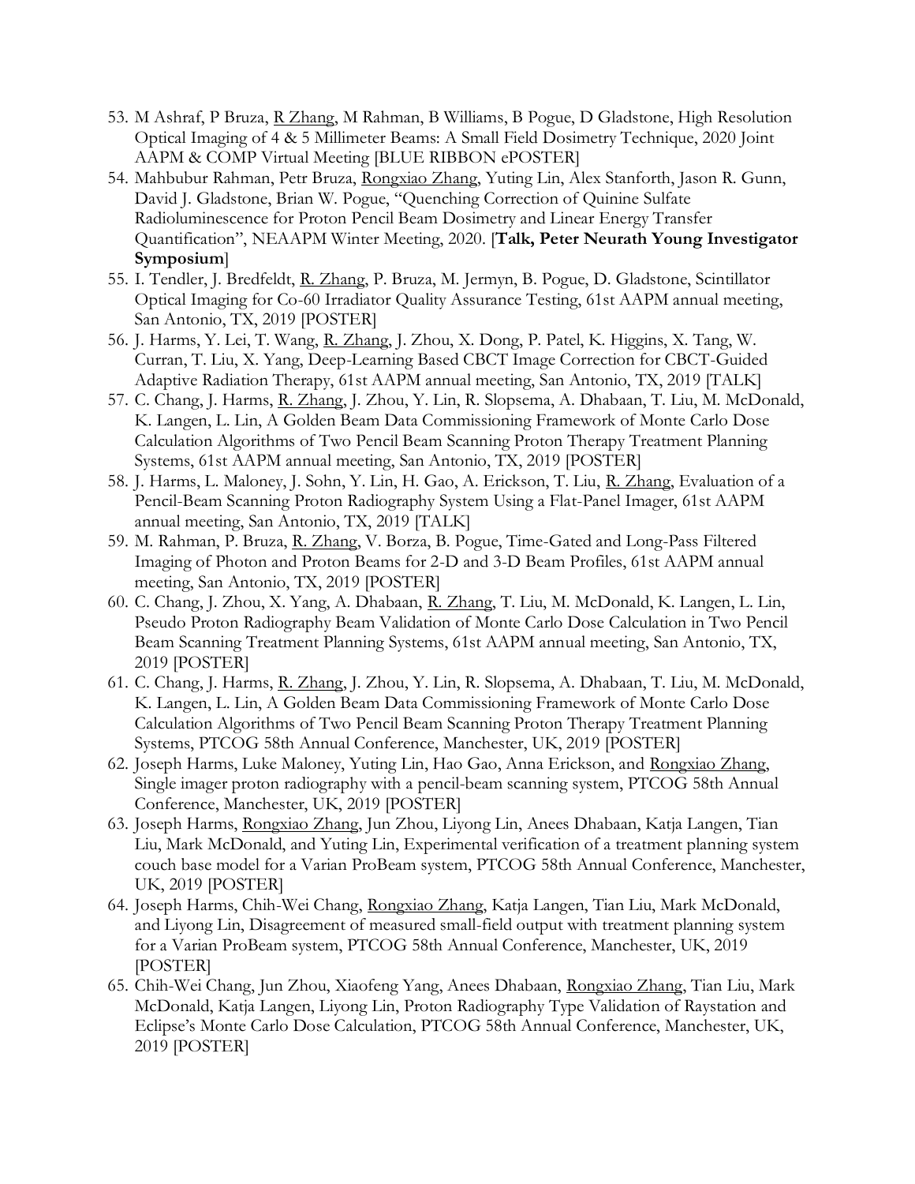53. M Ashraf, P Bruza, R Zhang, M Rahman, B Williams, B Pogue, D Gladstone, High Resolution Optical Imaging of 4 & 5 Millimeter Beams: A Small Field Dosimetry Technique, 2020 Joint AAPM & COMP Virtual Meeting [BLUE RIBBON ePOSTER]
54. Mahbubur Rahman, Petr Bruza, Rongxiao Zhang, Yuting Lin, Alex Stanforth, Jason R. Gunn, David J. Gladstone, Brian W. Pogue, "Quenching Correction of Quinine Sulfate Radioluminescence for Proton Pencil Beam Dosimetry and Linear Energy Transfer Quantification", NEAAPM Winter Meeting, 2020. [**Talk, Peter Neurath Young Investigator Symposium**]
55. I. Tendler, J. Bredfeldt, R. Zhang, P. Bruza, M. Jermyn, B. Pogue, D. Gladstone, Scintillator Optical Imaging for Co-60 Irradiator Quality Assurance Testing, 61st AAPM annual meeting, San Antonio, TX, 2019 [POSTER]
56. J. Harms, Y. Lei, T. Wang, R. Zhang, J. Zhou, X. Dong, P. Patel, K. Higgins, X. Tang, W. Curran, T. Liu, X. Yang, Deep-Learning Based CBCT Image Correction for CBCT-Guided Adaptive Radiation Therapy, 61st AAPM annual meeting, San Antonio, TX, 2019 [TALK]
57. C. Chang, J. Harms, R. Zhang, J. Zhou, Y. Lin, R. Slopsema, A. Dhabaan, T. Liu, M. McDonald, K. Langen, L. Lin, A Golden Beam Data Commissioning Framework of Monte Carlo Dose Calculation Algorithms of Two Pencil Beam Scanning Proton Therapy Treatment Planning Systems, 61st AAPM annual meeting, San Antonio, TX, 2019 [POSTER]
58. J. Harms, L. Maloney, J. Sohn, Y. Lin, H. Gao, A. Erickson, T. Liu, R. Zhang, Evaluation of a Pencil-Beam Scanning Proton Radiography System Using a Flat-Panel Imager, 61st AAPM annual meeting, San Antonio, TX, 2019 [TALK]
59. M. Rahman, P. Bruza, R. Zhang, V. Borza, B. Pogue, Time-Gated and Long-Pass Filtered Imaging of Photon and Proton Beams for 2-D and 3-D Beam Profiles, 61st AAPM annual meeting, San Antonio, TX, 2019 [POSTER]
60. C. Chang, J. Zhou, X. Yang, A. Dhabaan, R. Zhang, T. Liu, M. McDonald, K. Langen, L. Lin, Pseudo Proton Radiography Beam Validation of Monte Carlo Dose Calculation in Two Pencil Beam Scanning Treatment Planning Systems, 61st AAPM annual meeting, San Antonio, TX, 2019 [POSTER]
61. C. Chang, J. Harms, R. Zhang, J. Zhou, Y. Lin, R. Slopsema, A. Dhabaan, T. Liu, M. McDonald, K. Langen, L. Lin, A Golden Beam Data Commissioning Framework of Monte Carlo Dose Calculation Algorithms of Two Pencil Beam Scanning Proton Therapy Treatment Planning Systems, PTCOG 58th Annual Conference, Manchester, UK, 2019 [POSTER]
62. Joseph Harms, Luke Maloney, Yuting Lin, Hao Gao, Anna Erickson, and Rongxiao Zhang, Single imager proton radiography with a pencil-beam scanning system, PTCOG 58th Annual Conference, Manchester, UK, 2019 [POSTER]
63. Joseph Harms, Rongxiao Zhang, Jun Zhou, Liyong Lin, Anees Dhabaan, Katja Langen, Tian Liu, Mark McDonald, and Yuting Lin, Experimental verification of a treatment planning system couch base model for a Varian ProBeam system, PTCOG 58th Annual Conference, Manchester, UK, 2019 [POSTER]
64. Joseph Harms, Chih-Wei Chang, Rongxiao Zhang, Katja Langen, Tian Liu, Mark McDonald, and Liyong Lin, Disagreement of measured small-field output with treatment planning system for a Varian ProBeam system, PTCOG 58th Annual Conference, Manchester, UK, 2019 [POSTER]
65. Chih-Wei Chang, Jun Zhou, Xiaofeng Yang, Anees Dhabaan, Rongxiao Zhang, Tian Liu, Mark McDonald, Katja Langen, Liyong Lin, Proton Radiography Type Validation of Raystation and Eclipse's Monte Carlo Dose Calculation, PTCOG 58th Annual Conference, Manchester, UK, 2019 [POSTER]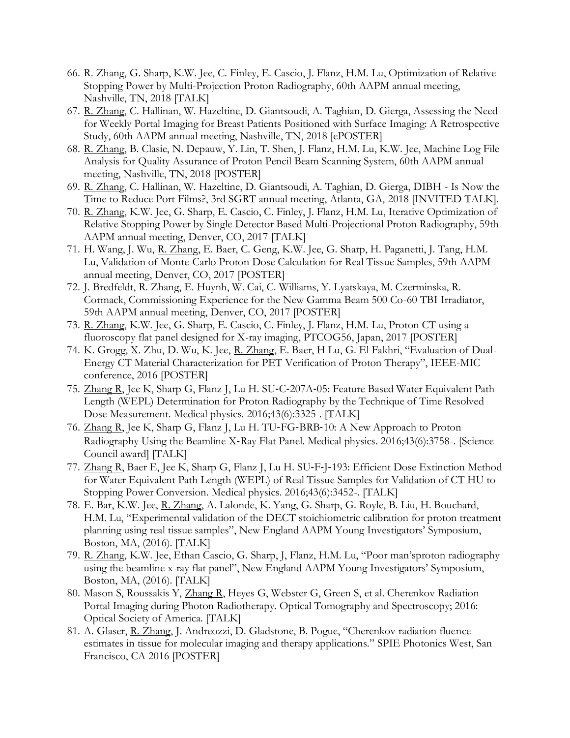66. R. Zhang, G. Sharp, K.W. Jee, C. Finley, E. Cascio, J. Flanz, H.M. Lu, Optimization of Relative Stopping Power by Multi-Projection Proton Radiography, 60th AAPM annual meeting, Nashville, TN, 2018 [TALK]
67. R. Zhang, C. Hallinan, W. Hazeltine, D. Giantsoudi, A. Taghian, D. Gierga, Assessing the Need for Weekly Portal Imaging for Breast Patients Positioned with Surface Imaging: A Retrospective Study, 60th AAPM annual meeting, Nashville, TN, 2018 [ePOSTER]
68. R. Zhang, B. Clasie, N. Depauw, Y. Lin, T. Shen, J. Flanz, H.M. Lu, K.W. Jee, Machine Log File Analysis for Quality Assurance of Proton Pencil Beam Scanning System, 60th AAPM annual meeting, Nashville, TN, 2018 [POSTER]
69. R. Zhang, C. Hallinan, W. Hazeltine, D. Giantsoudi, A. Taghian, D. Gierga, DIBH - Is Now the Time to Reduce Port Films?, 3rd SGRT annual meeting, Atlanta, GA, 2018 [INVITED TALK].
70. R. Zhang, K.W. Jee, G. Sharp, E. Cascio, C. Finley, J. Flanz, H.M. Lu, Iterative Optimization of Relative Stopping Power by Single Detector Based Multi-Projectional Proton Radiography, 59th AAPM annual meeting, Denver, CO, 2017 [TALK]
71. H. Wang, J. Wu, R. Zhang, E. Baer, C. Geng, K.W. Jee, G. Sharp, H. Paganetti, J. Tang, H.M. Lu, Validation of Monte-Carlo Proton Dose Calculation for Real Tissue Samples, 59th AAPM annual meeting, Denver, CO, 2017 [POSTER]
72. J. Bredfeldt, R. Zhang, E. Huynh, W. Cai, C. Williams, Y. Lyatskaya, M. Czerminska, R. Cormack, Commissioning Experience for the New Gamma Beam 500 Co-60 TBI Irradiator, 59th AAPM annual meeting, Denver, CO, 2017 [POSTER]
73. R. Zhang, K.W. Jee, G. Sharp, E. Cascio, C. Finley, J. Flanz, H.M. Lu, Proton CT using a fluoroscopy flat panel designed for X-ray imaging, PTCOG56, Japan, 2017 [POSTER]
74. K. Grogg, X. Zhu, D. Wu, K. Jee, R. Zhang, E. Baer, H Lu, G. El Fakhri, "Evaluation of Dual-Energy CT Material Characterization for PET Verification of Proton Therapy", IEEE-MIC conference, 2016 [POSTER]
75. Zhang R, Jee K, Sharp G, Flanz J, Lu H. SU-C-207A-05: Feature Based Water Equivalent Path Length (WEPL) Determination for Proton Radiography by the Technique of Time Resolved Dose Measurement. Medical physics. 2016;43(6):3325-. [TALK]
76. Zhang R, Jee K, Sharp G, Flanz J, Lu H. TU-FG-BRB-10: A New Approach to Proton Radiography Using the Beamline X-Ray Flat Panel. Medical physics. 2016;43(6):3758-. [Science Council award] [TALK]
77. Zhang R, Baer E, Jee K, Sharp G, Flanz J, Lu H. SU-F-J-193: Efficient Dose Extinction Method for Water Equivalent Path Length (WEPL) of Real Tissue Samples for Validation of CT HU to Stopping Power Conversion. Medical physics. 2016;43(6):3452-. [TALK]
78. E. Bar, K.W. Jee, R. Zhang, A. Lalonde, K. Yang, G. Sharp, G. Royle, B. Liu, H. Bouchard, H.M. Lu, "Experimental validation of the DECT stoichiometric calibration for proton treatment planning using real tissue samples", New England AAPM Young Investigators' Symposium, Boston, MA, (2016). [TALK]
79. R. Zhang, K.W. Jee, Ethan Cascio, G. Sharp, J, Flanz, H.M. Lu, "Poor man'sproton radiography using the beamline x-ray flat panel", New England AAPM Young Investigators' Symposium, Boston, MA, (2016). [TALK]
80. Mason S, Roussakis Y, Zhang R, Heyes G, Webster G, Green S, et al. Cherenkov Radiation Portal Imaging during Photon Radiotherapy. Optical Tomography and Spectroscopy; 2016: Optical Society of America. [TALK]
81. A. Glaser, R. Zhang, J. Andreozzi, D. Gladstone, B. Pogue, "Cherenkov radiation fluence estimates in tissue for molecular imaging and therapy applications." SPIE Photonics West, San Francisco, CA 2016 [POSTER]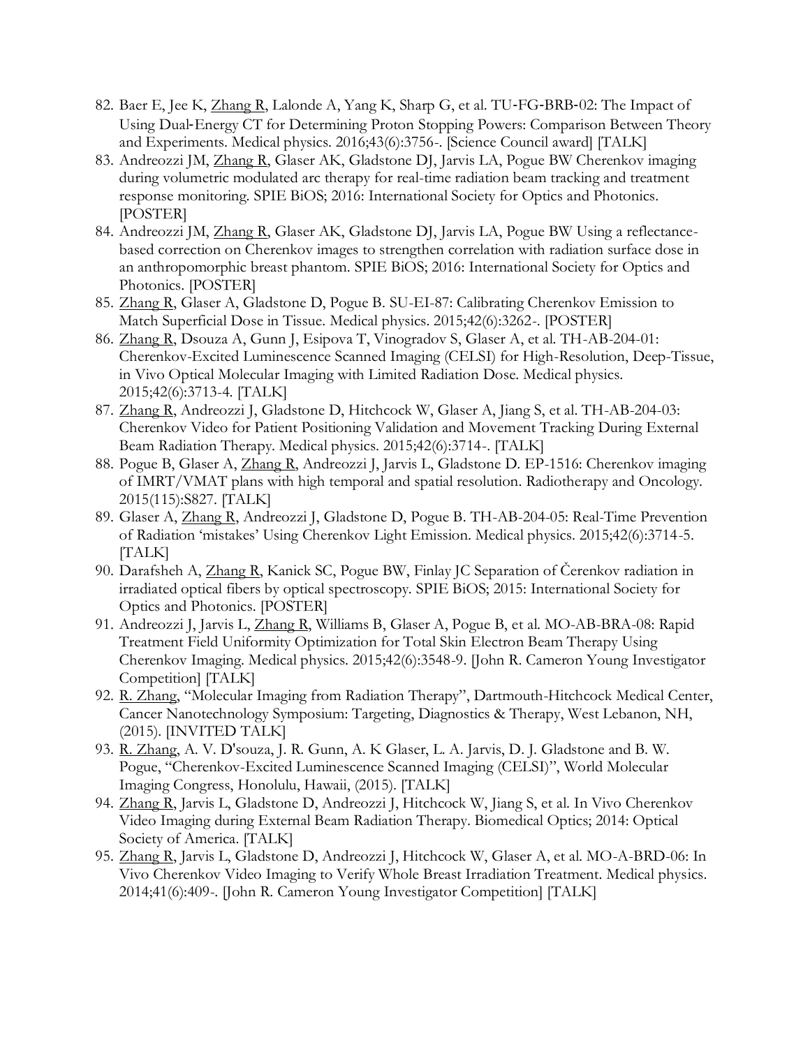82. Baer E, Jee K, Zhang R, Lalonde A, Yang K, Sharp G, et al. TU-FG-BRB-02: The Impact of Using Dual-Energy CT for Determining Proton Stopping Powers: Comparison Between Theory and Experiments. Medical physics. 2016;43(6):3756-. [Science Council award] [TALK]
83. Andreozzi JM, Zhang R, Glaser AK, Gladstone DJ, Jarvis LA, Pogue BW Cherenkov imaging during volumetric modulated arc therapy for real-time radiation beam tracking and treatment response monitoring. SPIE BiOS; 2016: International Society for Optics and Photonics. [POSTER]
84. Andreozzi JM, Zhang R, Glaser AK, Gladstone DJ, Jarvis LA, Pogue BW Using a reflectance-based correction on Cherenkov images to strengthen correlation with radiation surface dose in an anthropomorphic breast phantom. SPIE BiOS; 2016: International Society for Optics and Photonics. [POSTER]
85. Zhang R, Glaser A, Gladstone D, Pogue B. SU-EI-87: Calibrating Cherenkov Emission to Match Superficial Dose in Tissue. Medical physics. 2015;42(6):3262-. [POSTER]
86. Zhang R, Dsouza A, Gunn J, Esipova T, Vinogradov S, Glaser A, et al. TH-AB-204-01: Cherenkov-Excited Luminescence Scanned Imaging (CELSI) for High-Resolution, Deep-Tissue, in Vivo Optical Molecular Imaging with Limited Radiation Dose. Medical physics. 2015;42(6):3713-4. [TALK]
87. Zhang R, Andreozzi J, Gladstone D, Hitchcock W, Glaser A, Jiang S, et al. TH-AB-204-03: Cherenkov Video for Patient Positioning Validation and Movement Tracking During External Beam Radiation Therapy. Medical physics. 2015;42(6):3714-. [TALK]
88. Pogue B, Glaser A, Zhang R, Andreozzi J, Jarvis L, Gladstone D. EP-1516: Cherenkov imaging of IMRT/VMAT plans with high temporal and spatial resolution. Radiotherapy and Oncology. 2015(115):S827. [TALK]
89. Glaser A, Zhang R, Andreozzi J, Gladstone D, Pogue B. TH-AB-204-05: Real-Time Prevention of Radiation 'mistakes' Using Cherenkov Light Emission. Medical physics. 2015;42(6):3714-5. [TALK]
90. Darafsheh A, Zhang R, Kanick SC, Pogue BW, Finlay JC Separation of Čerenkov radiation in irradiated optical fibers by optical spectroscopy. SPIE BiOS; 2015: International Society for Optics and Photonics. [POSTER]
91. Andreozzi J, Jarvis L, Zhang R, Williams B, Glaser A, Pogue B, et al. MO-AB-BRA-08: Rapid Treatment Field Uniformity Optimization for Total Skin Electron Beam Therapy Using Cherenkov Imaging. Medical physics. 2015;42(6):3548-9. [John R. Cameron Young Investigator Competition] [TALK]
92. R. Zhang, "Molecular Imaging from Radiation Therapy", Dartmouth-Hitchcock Medical Center, Cancer Nanotechnology Symposium: Targeting, Diagnostics & Therapy, West Lebanon, NH, (2015). [INVITED TALK]
93. R. Zhang, A. V. D'souza, J. R. Gunn, A. K Glaser, L. A. Jarvis, D. J. Gladstone and B. W. Pogue, "Cherenkov-Excited Luminescence Scanned Imaging (CELSI)", World Molecular Imaging Congress, Honolulu, Hawaii, (2015). [TALK]
94. Zhang R, Jarvis L, Gladstone D, Andreozzi J, Hitchcock W, Jiang S, et al. In Vivo Cherenkov Video Imaging during External Beam Radiation Therapy. Biomedical Optics; 2014: Optical Society of America. [TALK]
95. Zhang R, Jarvis L, Gladstone D, Andreozzi J, Hitchcock W, Glaser A, et al. MO-A-BRD-06: In Vivo Cherenkov Video Imaging to Verify Whole Breast Irradiation Treatment. Medical physics. 2014;41(6):409-. [John R. Cameron Young Investigator Competition] [TALK]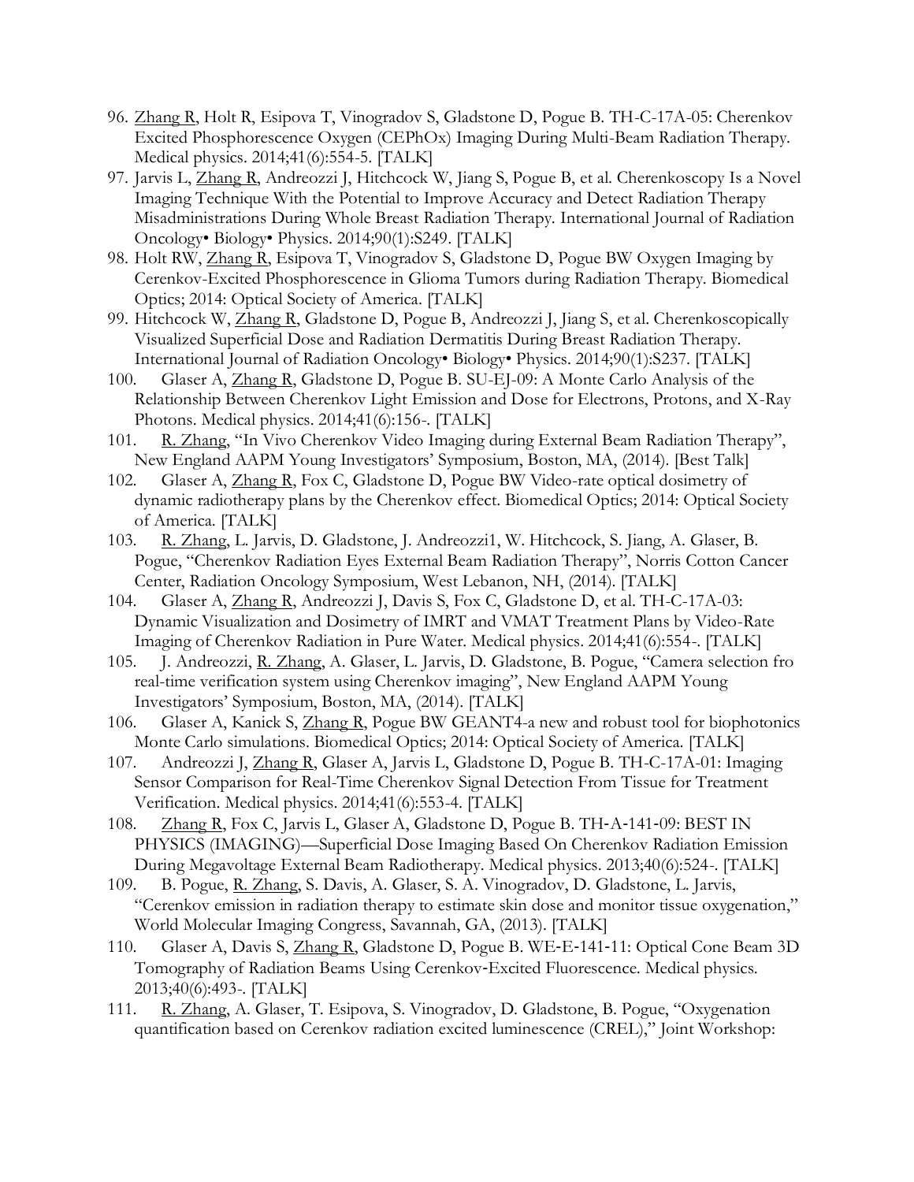96. <u>Zhang R</u>, Holt R, Esipova T, Vinogradov S, Gladstone D, Pogue B. TH-C-17A-05: Cherenkov Excited Phosphorescence Oxygen (CEPhOx) Imaging During Multi-Beam Radiation Therapy. Medical physics. 2014;41(6):554-5. [TALK]
97. Jarvis L, <u>Zhang R</u>, Andreozzi J, Hitchcock W, Jiang S, Pogue B, et al. Cherenkoscopy Is a Novel Imaging Technique With the Potential to Improve Accuracy and Detect Radiation Therapy Misadministrations During Whole Breast Radiation Therapy. International Journal of Radiation Oncology• Biology• Physics. 2014;90(1):S249. [TALK]
98. Holt RW, <u>Zhang R</u>, Esipova T, Vinogradov S, Gladstone D, Pogue BW Oxygen Imaging by Cerenkov-Excited Phosphorescence in Glioma Tumors during Radiation Therapy. Biomedical Optics; 2014: Optical Society of America. [TALK]
99. Hitchcock W, <u>Zhang R</u>, Gladstone D, Pogue B, Andreozzi J, Jiang S, et al. Cherenkoscopically Visualized Superficial Dose and Radiation Dermatitis During Breast Radiation Therapy. International Journal of Radiation Oncology• Biology• Physics. 2014;90(1):S237. [TALK]
100. Glaser A, <u>Zhang R</u>, Gladstone D, Pogue B. SU-EJ-09: A Monte Carlo Analysis of the Relationship Between Cherenkov Light Emission and Dose for Electrons, Protons, and X-Ray Photons. Medical physics. 2014;41(6):156-. [TALK]
101. <u>R. Zhang</u>, "In Vivo Cherenkov Video Imaging during External Beam Radiation Therapy", New England AAPM Young Investigators' Symposium, Boston, MA, (2014). [Best Talk]
102. Glaser A, <u>Zhang R</u>, Fox C, Gladstone D, Pogue BW Video-rate optical dosimetry of dynamic radiotherapy plans by the Cherenkov effect. Biomedical Optics; 2014: Optical Society of America. [TALK]
103. <u>R. Zhang</u>, L. Jarvis, D. Gladstone, J. Andreozzi1, W. Hitchcock, S. Jiang, A. Glaser, B. Pogue, "Cherenkov Radiation Eyes External Beam Radiation Therapy", Norris Cotton Cancer Center, Radiation Oncology Symposium, West Lebanon, NH, (2014). [TALK]
104. Glaser A, <u>Zhang R</u>, Andreozzi J, Davis S, Fox C, Gladstone D, et al. TH-C-17A-03: Dynamic Visualization and Dosimetry of IMRT and VMAT Treatment Plans by Video-Rate Imaging of Cherenkov Radiation in Pure Water. Medical physics. 2014;41(6):554-. [TALK]
105. J. Andreozzi, <u>R. Zhang</u>, A. Glaser, L. Jarvis, D. Gladstone, B. Pogue, "Camera selection fro real-time verification system using Cherenkov imaging", New England AAPM Young Investigators' Symposium, Boston, MA, (2014). [TALK]
106. Glaser A, Kanick S, <u>Zhang R</u>, Pogue BW GEANT4-a new and robust tool for biophotonics Monte Carlo simulations. Biomedical Optics; 2014: Optical Society of America. [TALK]
107. Andreozzi J, <u>Zhang R</u>, Glaser A, Jarvis L, Gladstone D, Pogue B. TH-C-17A-01: Imaging Sensor Comparison for Real-Time Cherenkov Signal Detection From Tissue for Treatment Verification. Medical physics. 2014;41(6):553-4. [TALK]
108. <u>Zhang R</u>, Fox C, Jarvis L, Glaser A, Gladstone D, Pogue B. TH-A-141-09: BEST IN PHYSICS (IMAGING)—Superficial Dose Imaging Based On Cherenkov Radiation Emission During Megavoltage External Beam Radiotherapy. Medical physics. 2013;40(6):524-. [TALK]
109. B. Pogue, <u>R. Zhang</u>, S. Davis, A. Glaser, S. A. Vinogradov, D. Gladstone, L. Jarvis, "Cerenkov emission in radiation therapy to estimate skin dose and monitor tissue oxygenation," World Molecular Imaging Congress, Savannah, GA, (2013). [TALK]
110. Glaser A, Davis S, <u>Zhang R</u>, Gladstone D, Pogue B. WE-E-141-11: Optical Cone Beam 3D Tomography of Radiation Beams Using Cerenkov-Excited Fluorescence. Medical physics. 2013;40(6):493-. [TALK]
111. <u>R. Zhang</u>, A. Glaser, T. Esipova, S. Vinogradov, D. Gladstone, B. Pogue, "Oxygenation quantification based on Cerenkov radiation excited luminescence (CREL)," Joint Workshop: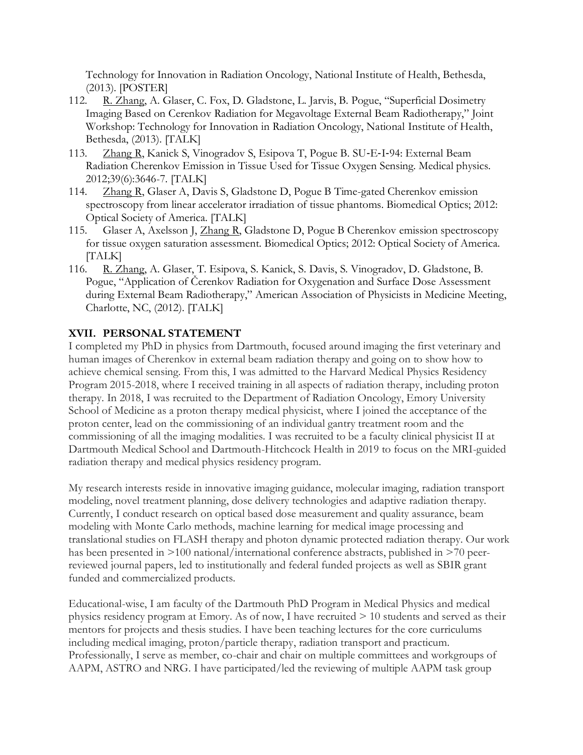Technology for Innovation in Radiation Oncology, National Institute of Health, Bethesda, (2013). [POSTER]

112. R. Zhang, A. Glaser, C. Fox, D. Gladstone, L. Jarvis, B. Pogue, "Superficial Dosimetry Imaging Based on Cerenkov Radiation for Megavoltage External Beam Radiotherapy," Joint Workshop: Technology for Innovation in Radiation Oncology, National Institute of Health, Bethesda, (2013). [TALK]
113. Zhang R, Kanick S, Vinogradov S, Esipova T, Pogue B. SU‐E‐I‐94: External Beam Radiation Cherenkov Emission in Tissue Used for Tissue Oxygen Sensing. Medical physics. 2012;39(6):3646-7. [TALK]
114. Zhang R, Glaser A, Davis S, Gladstone D, Pogue B Time-gated Cherenkov emission spectroscopy from linear accelerator irradiation of tissue phantoms. Biomedical Optics; 2012: Optical Society of America. [TALK]
115. Glaser A, Axelsson J, Zhang R, Gladstone D, Pogue B Cherenkov emission spectroscopy for tissue oxygen saturation assessment. Biomedical Optics; 2012: Optical Society of America. [TALK]
116. R. Zhang, A. Glaser, T. Esipova, S. Kanick, S. Davis, S. Vinogradov, D. Gladstone, B. Pogue, "Application of Čerenkov Radiation for Oxygenation and Surface Dose Assessment during External Beam Radiotherapy," American Association of Physicists in Medicine Meeting, Charlotte, NC, (2012). [TALK]

## XVII. PERSONAL STATEMENT

I completed my PhD in physics from Dartmouth, focused around imaging the first veterinary and human images of Cherenkov in external beam radiation therapy and going on to show how to achieve chemical sensing. From this, I was admitted to the Harvard Medical Physics Residency Program 2015-2018, where I received training in all aspects of radiation therapy, including proton therapy. In 2018, I was recruited to the Department of Radiation Oncology, Emory University School of Medicine as a proton therapy medical physicist, where I joined the acceptance of the proton center, lead on the commissioning of an individual gantry treatment room and the commissioning of all the imaging modalities. I was recruited to be a faculty clinical physicist II at Dartmouth Medical School and Dartmouth-Hitchcock Health in 2019 to focus on the MRI-guided radiation therapy and medical physics residency program.

My research interests reside in innovative imaging guidance, molecular imaging, radiation transport modeling, novel treatment planning, dose delivery technologies and adaptive radiation therapy. Currently, I conduct research on optical based dose measurement and quality assurance, beam modeling with Monte Carlo methods, machine learning for medical image processing and translational studies on FLASH therapy and photon dynamic protected radiation therapy. Our work has been presented in >100 national/international conference abstracts, published in >70 peer-reviewed journal papers, led to institutionally and federal funded projects as well as SBIR grant funded and commercialized products.

Educational-wise, I am faculty of the Dartmouth PhD Program in Medical Physics and medical physics residency program at Emory. As of now, I have recruited > 10 students and served as their mentors for projects and thesis studies. I have been teaching lectures for the core curriculums including medical imaging, proton/particle therapy, radiation transport and practicum. Professionally, I serve as member, co-chair and chair on multiple committees and workgroups of AAPM, ASTRO and NRG. I have participated/led the reviewing of multiple AAPM task group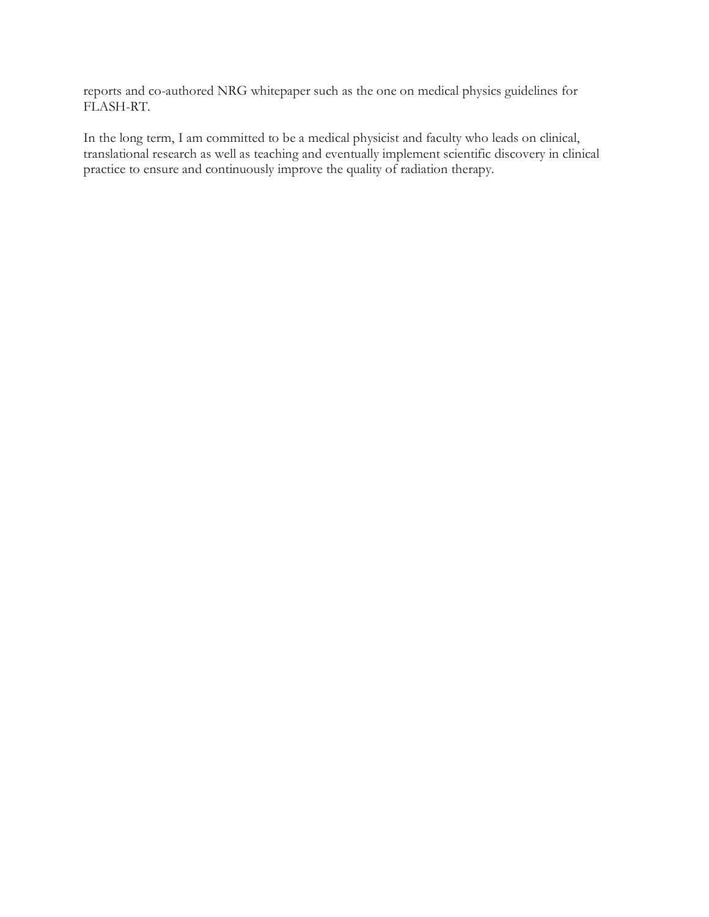reports and co-authored NRG whitepaper such as the one on medical physics guidelines for FLASH-RT.

In the long term, I am committed to be a medical physicist and faculty who leads on clinical, translational research as well as teaching and eventually implement scientific discovery in clinical practice to ensure and continuously improve the quality of radiation therapy.